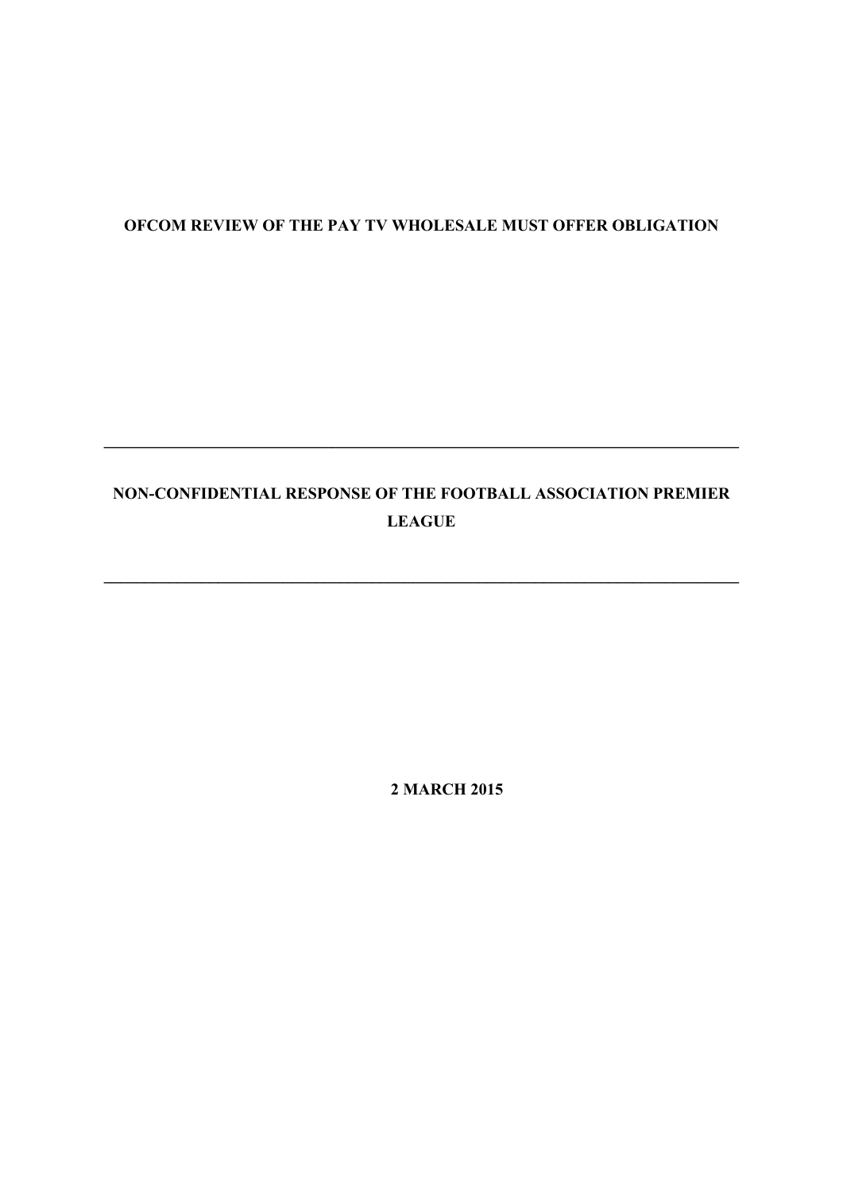**OFCOM REVIEW OF THE PAY TV WHOLESALE MUST OFFER OBLIGATION**

---

**NON-CONFIDENTIAL RESPONSE OF THE FOOTBALL ASSOCIATION PREMIER LEAGUE**

---

**2 MARCH 2015**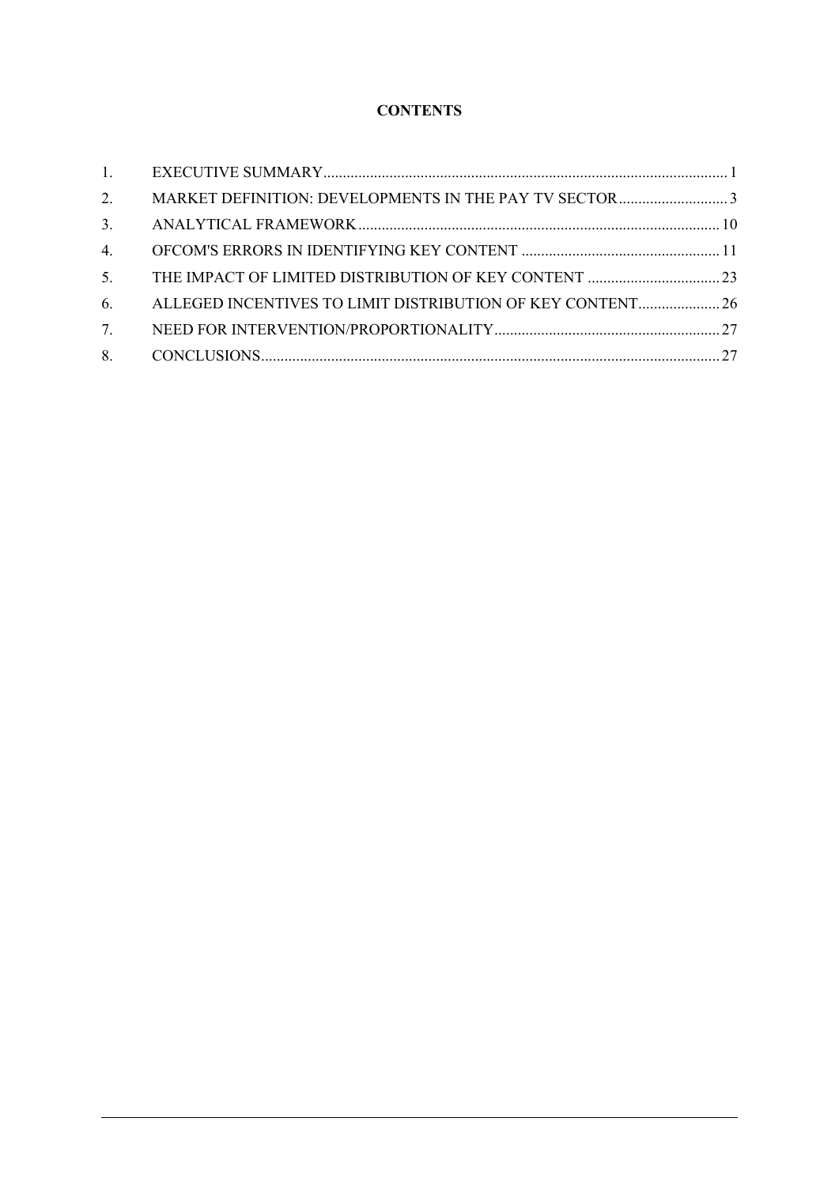**CONTENTS**

| | | |
|---|---|---|
| 1. | EXECUTIVE SUMMARY | 1 |
| 2. | MARKET DEFINITION: DEVELOPMENTS IN THE PAY TV SECTOR | 3 |
| 3. | ANALYTICAL FRAMEWORK | 10 |
| 4. | OFCOM'S ERRORS IN IDENTIFYING KEY CONTENT | 11 |
| 5. | THE IMPACT OF LIMITED DISTRIBUTION OF KEY CONTENT | 23 |
| 6. | ALLEGED INCENTIVES TO LIMIT DISTRIBUTION OF KEY CONTENT | 26 |
| 7. | NEED FOR INTERVENTION/PROPORTIONALITY | 27 |
| 8. | CONCLUSIONS | 27 |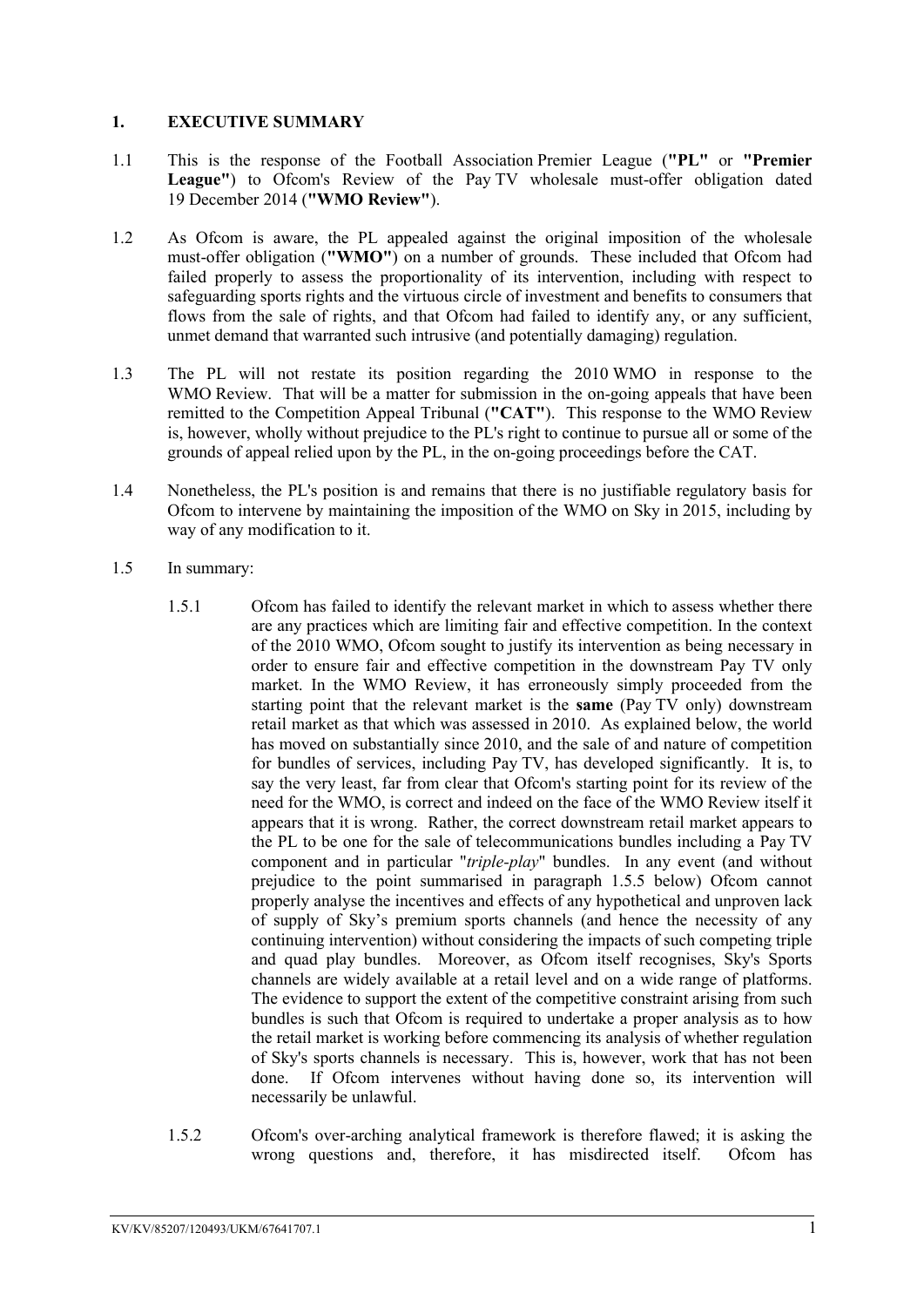## 1. EXECUTIVE SUMMARY

1.1 This is the response of the Football Association Premier League (**"PL"** or **"Premier League"**) to Ofcom's Review of the Pay TV wholesale must-offer obligation dated 19 December 2014 (**"WMO Review"**).

1.2 As Ofcom is aware, the PL appealed against the original imposition of the wholesale must-offer obligation (**"WMO"**) on a number of grounds. These included that Ofcom had failed properly to assess the proportionality of its intervention, including with respect to safeguarding sports rights and the virtuous circle of investment and benefits to consumers that flows from the sale of rights, and that Ofcom had failed to identify any, or any sufficient, unmet demand that warranted such intrusive (and potentially damaging) regulation.

1.3 The PL will not restate its position regarding the 2010 WMO in response to the WMO Review. That will be a matter for submission in the on-going appeals that have been remitted to the Competition Appeal Tribunal (**"CAT"**). This response to the WMO Review is, however, wholly without prejudice to the PL's right to continue to pursue all or some of the grounds of appeal relied upon by the PL, in the on-going proceedings before the CAT.

1.4 Nonetheless, the PL's position is and remains that there is no justifiable regulatory basis for Ofcom to intervene by maintaining the imposition of the WMO on Sky in 2015, including by way of any modification to it.

1.5 In summary:

1.5.1 Ofcom has failed to identify the relevant market in which to assess whether there are any practices which are limiting fair and effective competition. In the context of the 2010 WMO, Ofcom sought to justify its intervention as being necessary in order to ensure fair and effective competition in the downstream Pay TV only market. In the WMO Review, it has erroneously simply proceeded from the starting point that the relevant market is the **same** (Pay TV only) downstream retail market as that which was assessed in 2010. As explained below, the world has moved on substantially since 2010, and the sale of and nature of competition for bundles of services, including Pay TV, has developed significantly. It is, to say the very least, far from clear that Ofcom's starting point for its review of the need for the WMO, is correct and indeed on the face of the WMO Review itself it appears that it is wrong. Rather, the correct downstream retail market appears to the PL to be one for the sale of telecommunications bundles including a Pay TV component and in particular "*triple-play*" bundles. In any event (and without prejudice to the point summarised in paragraph 1.5.5 below) Ofcom cannot properly analyse the incentives and effects of any hypothetical and unproven lack of supply of Sky's premium sports channels (and hence the necessity of any continuing intervention) without considering the impacts of such competing triple and quad play bundles. Moreover, as Ofcom itself recognises, Sky's Sports channels are widely available at a retail level and on a wide range of platforms. The evidence to support the extent of the competitive constraint arising from such bundles is such that Ofcom is required to undertake a proper analysis as to how the retail market is working before commencing its analysis of whether regulation of Sky's sports channels is necessary. This is, however, work that has not been done. If Ofcom intervenes without having done so, its intervention will necessarily be unlawful.

1.5.2 Ofcom's over-arching analytical framework is therefore flawed; it is asking the wrong questions and, therefore, it has misdirected itself. Ofcom has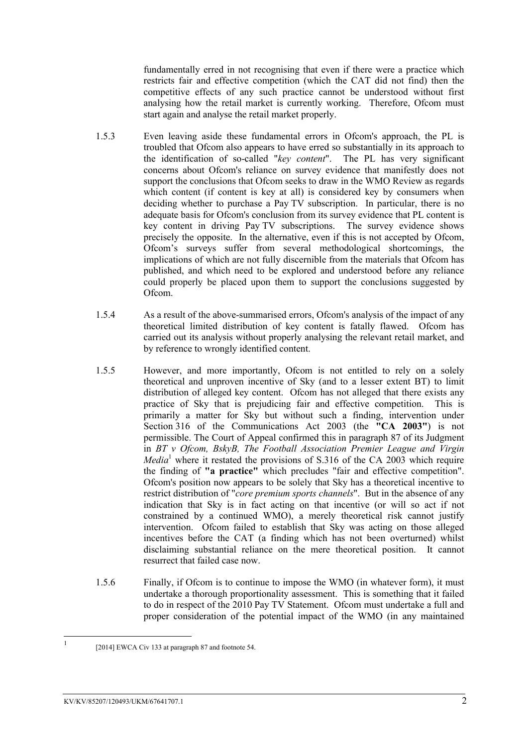fundamentally erred in not recognising that even if there were a practice which restricts fair and effective competition (which the CAT did not find) then the competitive effects of any such practice cannot be understood without first analysing how the retail market is currently working. Therefore, Ofcom must start again and analyse the retail market properly.

1.5.3 Even leaving aside these fundamental errors in Ofcom's approach, the PL is troubled that Ofcom also appears to have erred so substantially in its approach to the identification of so-called "*key content*". The PL has very significant concerns about Ofcom's reliance on survey evidence that manifestly does not support the conclusions that Ofcom seeks to draw in the WMO Review as regards which content (if content is key at all) is considered key by consumers when deciding whether to purchase a Pay TV subscription. In particular, there is no adequate basis for Ofcom's conclusion from its survey evidence that PL content is key content in driving Pay TV subscriptions. The survey evidence shows precisely the opposite. In the alternative, even if this is not accepted by Ofcom, Ofcom's surveys suffer from several methodological shortcomings, the implications of which are not fully discernible from the materials that Ofcom has published, and which need to be explored and understood before any reliance could properly be placed upon them to support the conclusions suggested by Ofcom.

1.5.4 As a result of the above-summarised errors, Ofcom's analysis of the impact of any theoretical limited distribution of key content is fatally flawed. Ofcom has carried out its analysis without properly analysing the relevant retail market, and by reference to wrongly identified content.

1.5.5 However, and more importantly, Ofcom is not entitled to rely on a solely theoretical and unproven incentive of Sky (and to a lesser extent BT) to limit distribution of alleged key content. Ofcom has not alleged that there exists any practice of Sky that is prejudicing fair and effective competition. This is primarily a matter for Sky but without such a finding, intervention under Section 316 of the Communications Act 2003 (the **"CA 2003"**) is not permissible. The Court of Appeal confirmed this in paragraph 87 of its Judgment in *BT v Ofcom, BskyB, The Football Association Premier League and Virgin Media*[1] where it restated the provisions of S.316 of the CA 2003 which require the finding of **"a practice"** which precludes "fair and effective competition". Ofcom's position now appears to be solely that Sky has a theoretical incentive to restrict distribution of "*core premium sports channels*". But in the absence of any indication that Sky is in fact acting on that incentive (or will so act if not constrained by a continued WMO), a merely theoretical risk cannot justify intervention. Ofcom failed to establish that Sky was acting on those alleged incentives before the CAT (a finding which has not been overturned) whilst disclaiming substantial reliance on the mere theoretical position. It cannot resurrect that failed case now.

1.5.6 Finally, if Ofcom is to continue to impose the WMO (in whatever form), it must undertake a thorough proportionality assessment. This is something that it failed to do in respect of the 2010 Pay TV Statement. Ofcom must undertake a full and proper consideration of the potential impact of the WMO (in any maintained

[1] [2014] EWCA Civ 133 at paragraph 87 and footnote 54.

KV/KV/85207/120493/UKM/67641707.1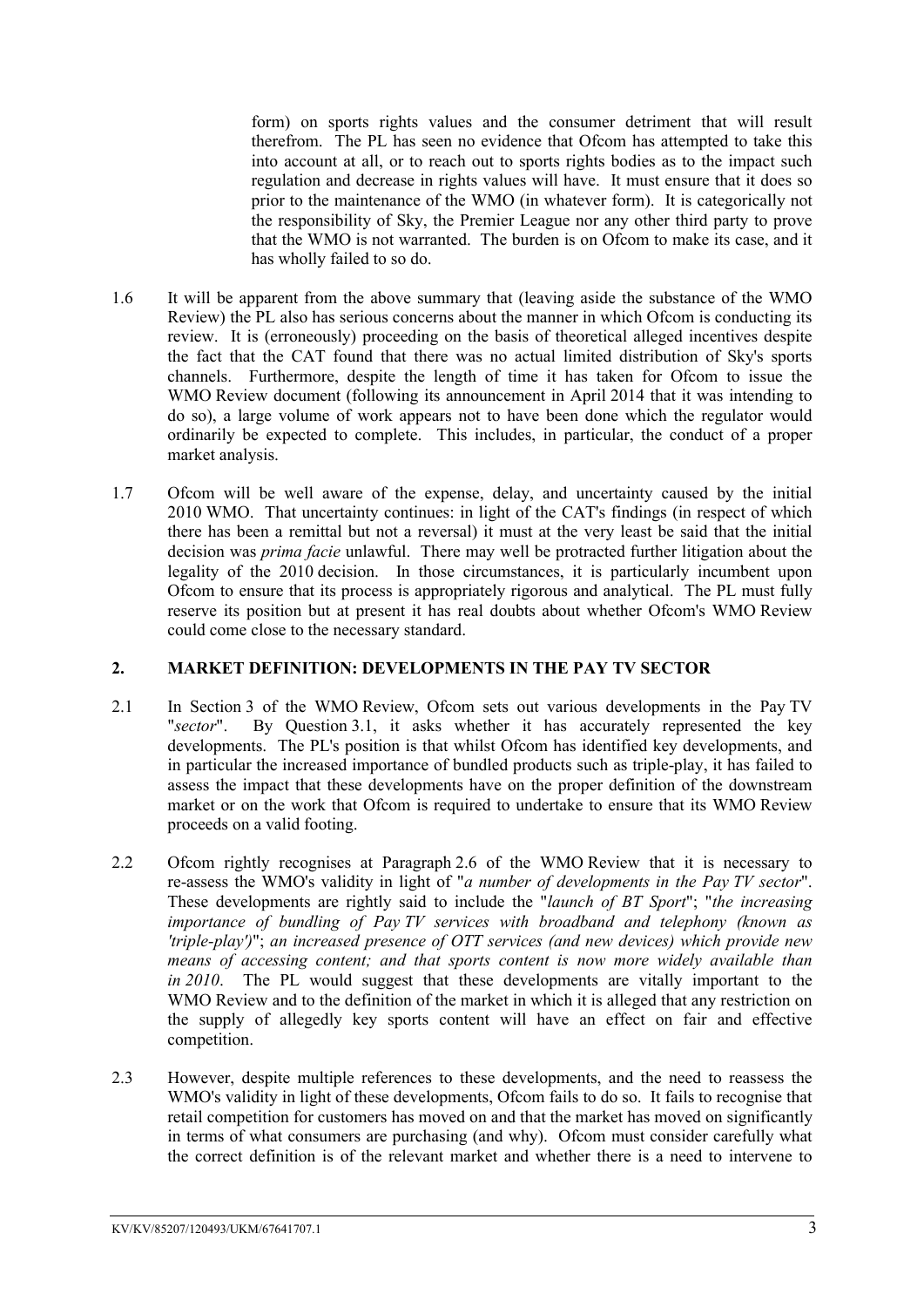form) on sports rights values and the consumer detriment that will result therefrom. The PL has seen no evidence that Ofcom has attempted to take this into account at all, or to reach out to sports rights bodies as to the impact such regulation and decrease in rights values will have. It must ensure that it does so prior to the maintenance of the WMO (in whatever form). It is categorically not the responsibility of Sky, the Premier League nor any other third party to prove that the WMO is not warranted. The burden is on Ofcom to make its case, and it has wholly failed to so do.

1.6 It will be apparent from the above summary that (leaving aside the substance of the WMO Review) the PL also has serious concerns about the manner in which Ofcom is conducting its review. It is (erroneously) proceeding on the basis of theoretical alleged incentives despite the fact that the CAT found that there was no actual limited distribution of Sky's sports channels. Furthermore, despite the length of time it has taken for Ofcom to issue the WMO Review document (following its announcement in April 2014 that it was intending to do so), a large volume of work appears not to have been done which the regulator would ordinarily be expected to complete. This includes, in particular, the conduct of a proper market analysis.

1.7 Ofcom will be well aware of the expense, delay, and uncertainty caused by the initial 2010 WMO. That uncertainty continues: in light of the CAT's findings (in respect of which there has been a remittal but not a reversal) it must at the very least be said that the initial decision was *prima facie* unlawful. There may well be protracted further litigation about the legality of the 2010 decision. In those circumstances, it is particularly incumbent upon Ofcom to ensure that its process is appropriately rigorous and analytical. The PL must fully reserve its position but at present it has real doubts about whether Ofcom's WMO Review could come close to the necessary standard.

## 2. MARKET DEFINITION: DEVELOPMENTS IN THE PAY TV SECTOR

2.1 In Section 3 of the WMO Review, Ofcom sets out various developments in the Pay TV "*sector*". By Question 3.1, it asks whether it has accurately represented the key developments. The PL's position is that whilst Ofcom has identified key developments, and in particular the increased importance of bundled products such as triple-play, it has failed to assess the impact that these developments have on the proper definition of the downstream market or on the work that Ofcom is required to undertake to ensure that its WMO Review proceeds on a valid footing.

2.2 Ofcom rightly recognises at Paragraph 2.6 of the WMO Review that it is necessary to re-assess the WMO's validity in light of "*a number of developments in the Pay TV sector*". These developments are rightly said to include the "*launch of BT Sport*"; "*the increasing importance of bundling of Pay TV services with broadband and telephony (known as 'triple-play')*"; *an increased presence of OTT services (and new devices) which provide new means of accessing content; and that sports content is now more widely available than in 2010*. The PL would suggest that these developments are vitally important to the WMO Review and to the definition of the market in which it is alleged that any restriction on the supply of allegedly key sports content will have an effect on fair and effective competition.

2.3 However, despite multiple references to these developments, and the need to reassess the WMO's validity in light of these developments, Ofcom fails to do so. It fails to recognise that retail competition for customers has moved on and that the market has moved on significantly in terms of what consumers are purchasing (and why). Ofcom must consider carefully what the correct definition is of the relevant market and whether there is a need to intervene to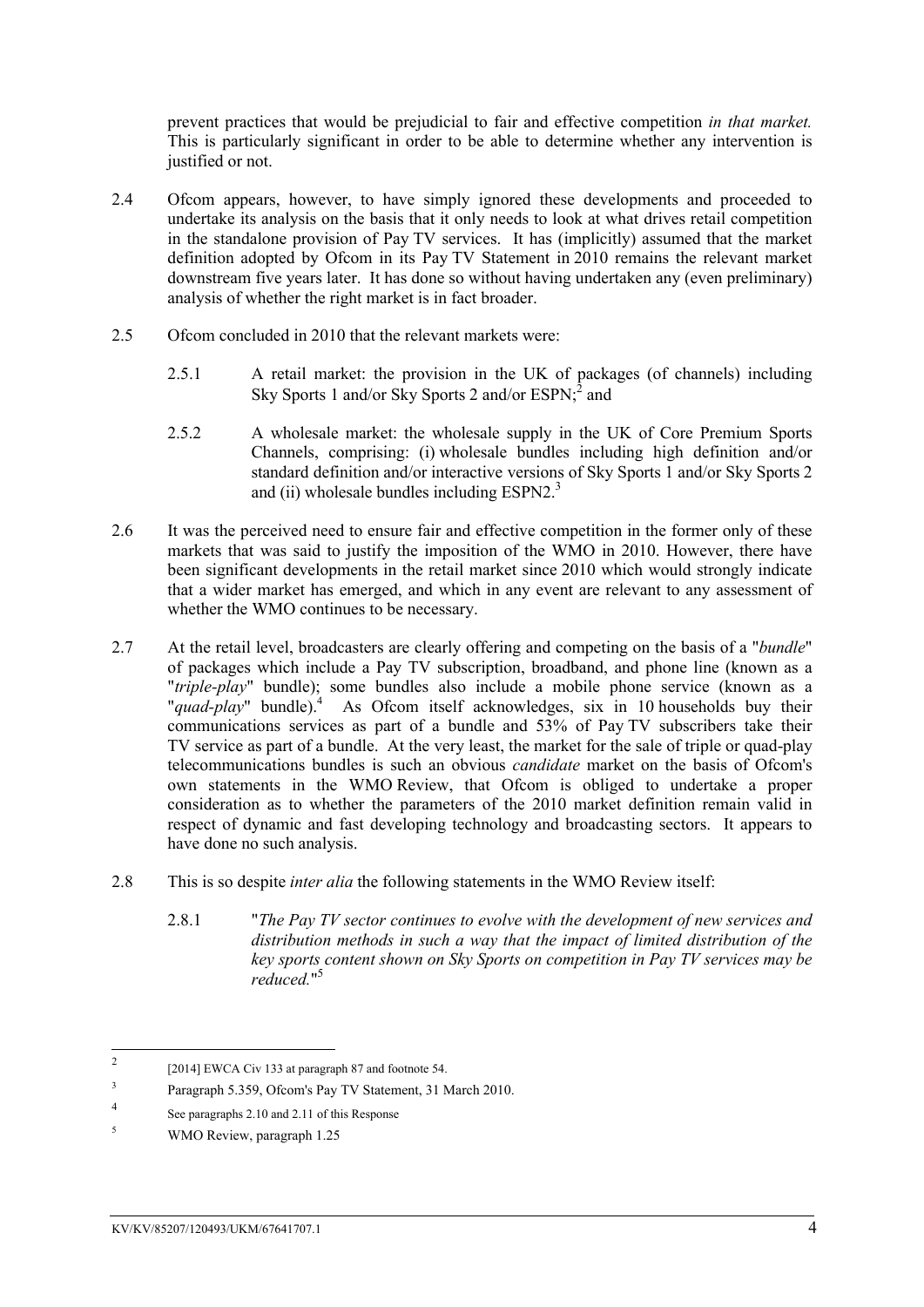prevent practices that would be prejudicial to fair and effective competition *in that market.* This is particularly significant in order to be able to determine whether any intervention is justified or not.

2.4 Ofcom appears, however, to have simply ignored these developments and proceeded to undertake its analysis on the basis that it only needs to look at what drives retail competition in the standalone provision of Pay TV services. It has (implicitly) assumed that the market definition adopted by Ofcom in its Pay TV Statement in 2010 remains the relevant market downstream five years later. It has done so without having undertaken any (even preliminary) analysis of whether the right market is in fact broader.

2.5 Ofcom concluded in 2010 that the relevant markets were:

2.5.1 A retail market: the provision in the UK of packages (of channels) including Sky Sports 1 and/or Sky Sports 2 and/or ESPN;[2] and

2.5.2 A wholesale market: the wholesale supply in the UK of Core Premium Sports Channels, comprising: (i) wholesale bundles including high definition and/or standard definition and/or interactive versions of Sky Sports 1 and/or Sky Sports 2 and (ii) wholesale bundles including ESPN2.[3]

2.6 It was the perceived need to ensure fair and effective competition in the former only of these markets that was said to justify the imposition of the WMO in 2010. However, there have been significant developments in the retail market since 2010 which would strongly indicate that a wider market has emerged, and which in any event are relevant to any assessment of whether the WMO continues to be necessary.

2.7 At the retail level, broadcasters are clearly offering and competing on the basis of a "*bundle*" of packages which include a Pay TV subscription, broadband, and phone line (known as a "*triple-play*" bundle); some bundles also include a mobile phone service (known as a "*quad-play*" bundle).[4] As Ofcom itself acknowledges, six in 10 households buy their communications services as part of a bundle and 53% of Pay TV subscribers take their TV service as part of a bundle. At the very least, the market for the sale of triple or quad-play telecommunications bundles is such an obvious *candidate* market on the basis of Ofcom's own statements in the WMO Review, that Ofcom is obliged to undertake a proper consideration as to whether the parameters of the 2010 market definition remain valid in respect of dynamic and fast developing technology and broadcasting sectors. It appears to have done no such analysis.

2.8 This is so despite *inter alia* the following statements in the WMO Review itself:

2.8.1 "*The Pay TV sector continues to evolve with the development of new services and distribution methods in such a way that the impact of limited distribution of the key sports content shown on Sky Sports on competition in Pay TV services may be reduced.*"[5]

---

[2] [2014] EWCA Civ 133 at paragraph 87 and footnote 54.

[3] Paragraph 5.359, Ofcom's Pay TV Statement, 31 March 2010.

[4] See paragraphs 2.10 and 2.11 of this Response

[5] WMO Review, paragraph 1.25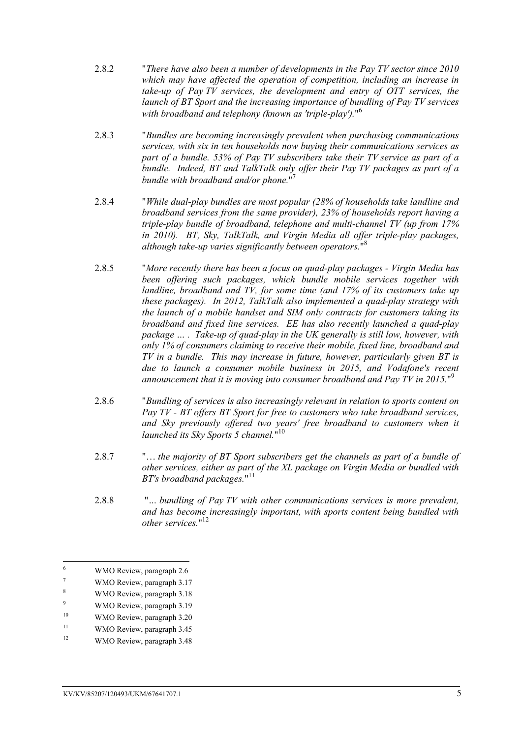2.8.2 "*There have also been a number of developments in the Pay TV sector since 2010 which may have affected the operation of competition, including an increase in take-up of Pay TV services, the development and entry of OTT services, the launch of BT Sport and the increasing importance of bundling of Pay TV services with broadband and telephony (known as 'triple-play').*"[6]

2.8.3 "*Bundles are becoming increasingly prevalent when purchasing communications services, with six in ten households now buying their communications services as part of a bundle. 53% of Pay TV subscribers take their TV service as part of a bundle. Indeed, BT and TalkTalk only offer their Pay TV packages as part of a bundle with broadband and/or phone.*"[7]

2.8.4 "*While dual-play bundles are most popular (28% of households take landline and broadband services from the same provider), 23% of households report having a triple-play bundle of broadband, telephone and multi-channel TV (up from 17% in 2010). BT, Sky, TalkTalk, and Virgin Media all offer triple-play packages, although take-up varies significantly between operators.*"[8]

2.8.5 "*More recently there has been a focus on quad-play packages - Virgin Media has been offering such packages, which bundle mobile services together with landline, broadband and TV, for some time (and 17% of its customers take up these packages). In 2012, TalkTalk also implemented a quad-play strategy with the launch of a mobile handset and SIM only contracts for customers taking its broadband and fixed line services. EE has also recently launched a quad-play package … . Take-up of quad-play in the UK generally is still low, however, with only 1% of consumers claiming to receive their mobile, fixed line, broadband and TV in a bundle. This may increase in future, however, particularly given BT is due to launch a consumer mobile business in 2015, and Vodafone's recent announcement that it is moving into consumer broadband and Pay TV in 2015.*"[9]

2.8.6 "*Bundling of services is also increasingly relevant in relation to sports content on Pay TV - BT offers BT Sport for free to customers who take broadband services, and Sky previously offered two years' free broadband to customers when it launched its Sky Sports 5 channel.*"[10]

2.8.7 "*… the majority of BT Sport subscribers get the channels as part of a bundle of other services, either as part of the XL package on Virgin Media or bundled with BT's broadband packages.*"[11]

2.8.8 "*… bundling of Pay TV with other communications services is more prevalent, and has become increasingly important, with sports content being bundled with other services.*"[12]

---

[6] WMO Review, paragraph 2.6

[7] WMO Review, paragraph 3.17

[8] WMO Review, paragraph 3.18

[9] WMO Review, paragraph 3.19

[10] WMO Review, paragraph 3.20

[11] WMO Review, paragraph 3.45

[12] WMO Review, paragraph 3.48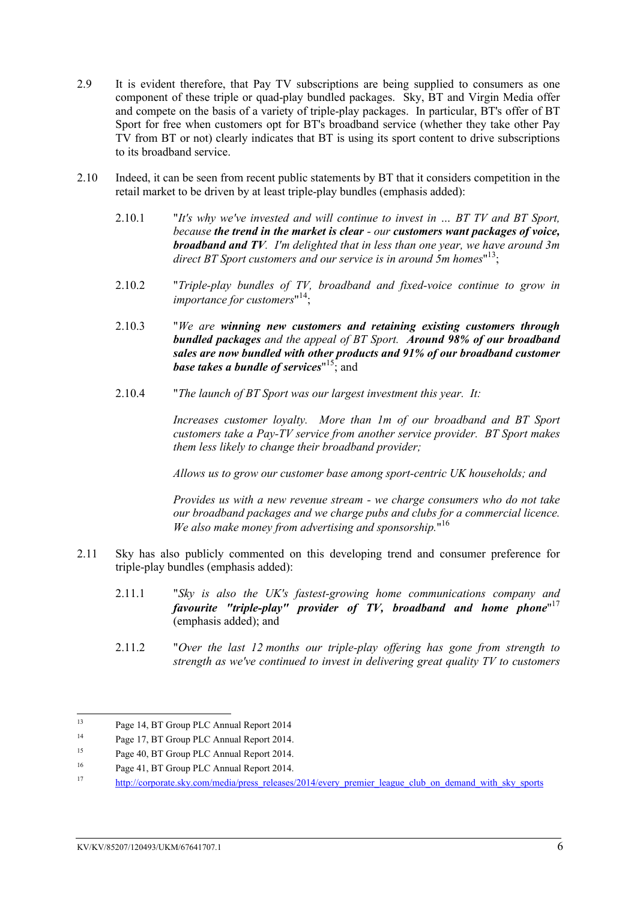2.9 It is evident therefore, that Pay TV subscriptions are being supplied to consumers as one component of these triple or quad-play bundled packages. Sky, BT and Virgin Media offer and compete on the basis of a variety of triple-play packages. In particular, BT's offer of BT Sport for free when customers opt for BT's broadband service (whether they take other Pay TV from BT or not) clearly indicates that BT is using its sport content to drive subscriptions to its broadband service.

2.10 Indeed, it can be seen from recent public statements by BT that it considers competition in the retail market to be driven by at least triple-play bundles (emphasis added):

2.10.1 "*It's why we've invested and will continue to invest in … BT TV and BT Sport, because **the trend in the market is clear** - our **customers want packages of voice, broadband and TV**. I'm delighted that in less than one year, we have around 3m direct BT Sport customers and our service is in around 5m homes*"[13];

2.10.2 "*Triple-play bundles of TV, broadband and fixed-voice continue to grow in importance for customers*"[14];

2.10.3 "*We are **winning new customers and retaining existing customers through bundled packages** and the appeal of BT Sport. **Around 98% of our broadband sales are now bundled with other products and 91% of our broadband customer base takes a bundle of services***"[15]; and

2.10.4 "*The launch of BT Sport was our largest investment this year. It:*

*Increases customer loyalty. More than 1m of our broadband and BT Sport customers take a Pay-TV service from another service provider. BT Sport makes them less likely to change their broadband provider;*

*Allows us to grow our customer base among sport-centric UK households; and*

*Provides us with a new revenue stream - we charge consumers who do not take our broadband packages and we charge pubs and clubs for a commercial licence. We also make money from advertising and sponsorship.*"[16]

2.11 Sky has also publicly commented on this developing trend and consumer preference for triple-play bundles (emphasis added):

2.11.1 "*Sky is also the UK's fastest-growing home communications company and **favourite "triple-play" provider of TV, broadband and home phone***"[17] (emphasis added); and

2.11.2 "*Over the last 12 months our triple-play offering has gone from strength to strength as we've continued to invest in delivering great quality TV to customers*

---

[13] Page 14, BT Group PLC Annual Report 2014

[14] Page 17, BT Group PLC Annual Report 2014.

[15] Page 40, BT Group PLC Annual Report 2014.

[16] Page 41, BT Group PLC Annual Report 2014.

[17] http://corporate.sky.com/media/press_releases/2014/every_premier_league_club_on_demand_with_sky_sports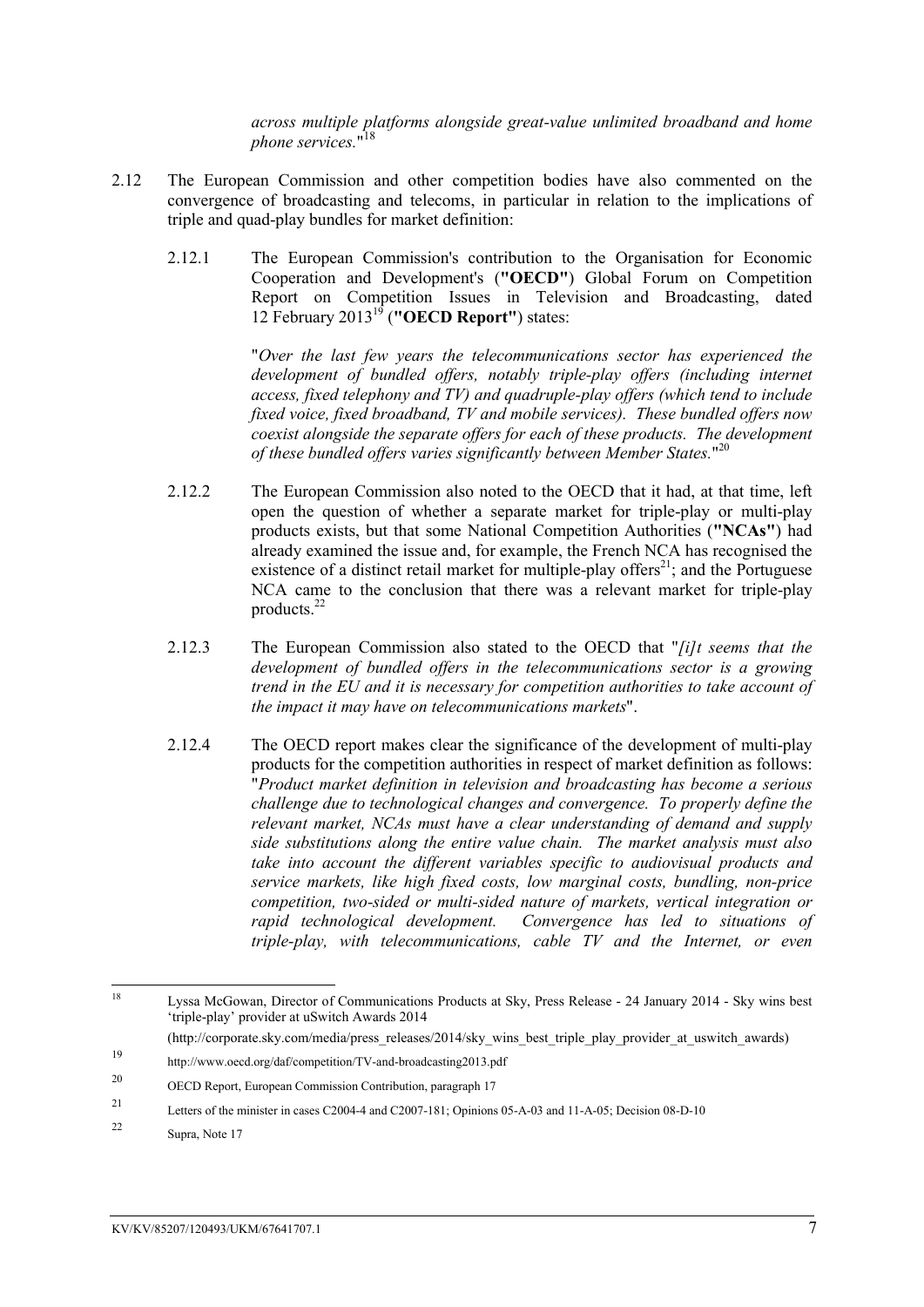*across multiple platforms alongside great-value unlimited broadband and home phone services.*"[18]

2.12 The European Commission and other competition bodies have also commented on the convergence of broadcasting and telecoms, in particular in relation to the implications of triple and quad-play bundles for market definition:

2.12.1 The European Commission's contribution to the Organisation for Economic Cooperation and Development's (**"OECD"**) Global Forum on Competition Report on Competition Issues in Television and Broadcasting, dated 12 February 2013[19] (**"OECD Report"**) states:

"*Over the last few years the telecommunications sector has experienced the development of bundled offers, notably triple-play offers (including internet access, fixed telephony and TV) and quadruple-play offers (which tend to include fixed voice, fixed broadband, TV and mobile services). These bundled offers now coexist alongside the separate offers for each of these products. The development of these bundled offers varies significantly between Member States.*"[20]

2.12.2 The European Commission also noted to the OECD that it had, at that time, left open the question of whether a separate market for triple-play or multi-play products exists, but that some National Competition Authorities (**"NCAs"**) had already examined the issue and, for example, the French NCA has recognised the existence of a distinct retail market for multiple-play offers[21]; and the Portuguese NCA came to the conclusion that there was a relevant market for triple-play products.[22]

2.12.3 The European Commission also stated to the OECD that "*[i]t seems that the development of bundled offers in the telecommunications sector is a growing trend in the EU and it is necessary for competition authorities to take account of the impact it may have on telecommunications markets*".

2.12.4 The OECD report makes clear the significance of the development of multi-play products for the competition authorities in respect of market definition as follows: "*Product market definition in television and broadcasting has become a serious challenge due to technological changes and convergence. To properly define the relevant market, NCAs must have a clear understanding of demand and supply side substitutions along the entire value chain. The market analysis must also take into account the different variables specific to audiovisual products and service markets, like high fixed costs, low marginal costs, bundling, non-price competition, two-sided or multi-sided nature of markets, vertical integration or rapid technological development. Convergence has led to situations of triple-play, with telecommunications, cable TV and the Internet, or even*

---

[18] Lyssa McGowan, Director of Communications Products at Sky, Press Release - 24 January 2014 - Sky wins best 'triple-play' provider at uSwitch Awards 2014 (http://corporate.sky.com/media/press_releases/2014/sky_wins_best_triple_play_provider_at_uswitch_awards)

[19] http://www.oecd.org/daf/competition/TV-and-broadcasting2013.pdf

[20] OECD Report, European Commission Contribution, paragraph 17

[21] Letters of the minister in cases C2004-4 and C2007-181; Opinions 05-A-03 and 11-A-05; Decision 08-D-10

[22] Supra, Note 17

KV/KV/85207/120493/UKM/67641707.1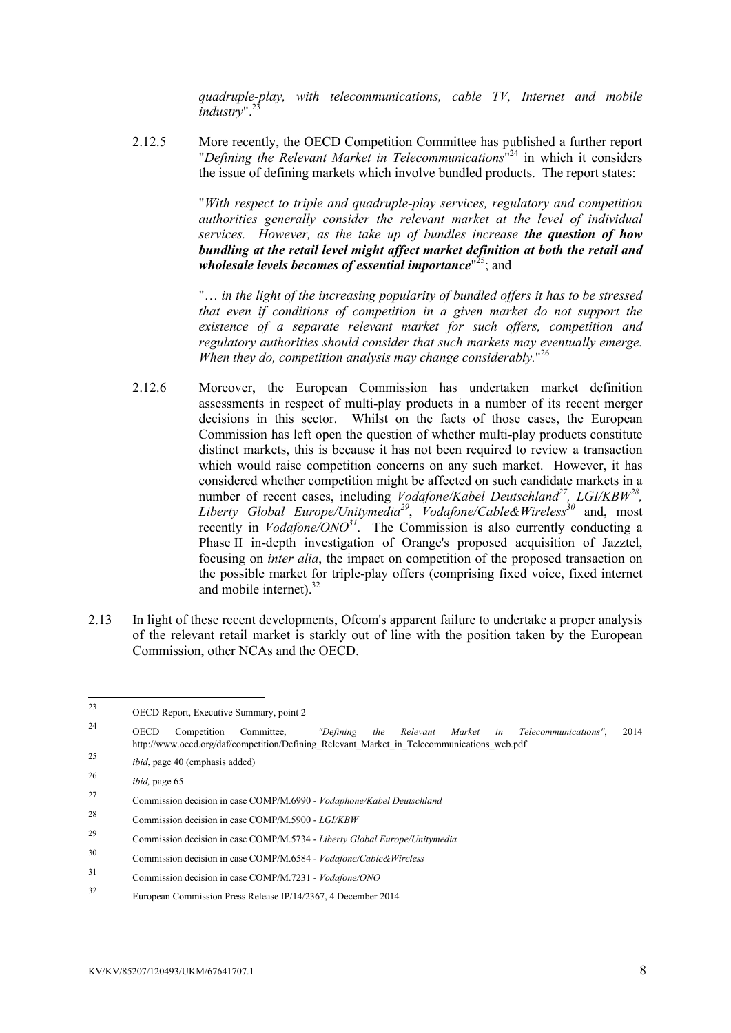*quadruple-play, with telecommunications, cable TV, Internet and mobile industry*".[23]

2.12.5 More recently, the OECD Competition Committee has published a further report "*Defining the Relevant Market in Telecommunications*"[24] in which it considers the issue of defining markets which involve bundled products. The report states:

"*With respect to triple and quadruple-play services, regulatory and competition authorities generally consider the relevant market at the level of individual services. However, as the take up of bundles increase* ***the question of how bundling at the retail level might affect market definition at both the retail and wholesale levels becomes of essential importance***"[25]; and

"… *in the light of the increasing popularity of bundled offers it has to be stressed that even if conditions of competition in a given market do not support the existence of a separate relevant market for such offers, competition and regulatory authorities should consider that such markets may eventually emerge. When they do, competition analysis may change considerably.*"[26]

2.12.6 Moreover, the European Commission has undertaken market definition assessments in respect of multi-play products in a number of its recent merger decisions in this sector. Whilst on the facts of those cases, the European Commission has left open the question of whether multi-play products constitute distinct markets, this is because it has not been required to review a transaction which would raise competition concerns on any such market. However, it has considered whether competition might be affected on such candidate markets in a number of recent cases, including *Vodafone/Kabel Deutschland*[27], *LGI/KBW*[28], *Liberty Global Europe/Unitymedia*[29], *Vodafone/Cable&Wireless*[30] and, most recently in *Vodafone/ONO*[31]. The Commission is also currently conducting a Phase II in-depth investigation of Orange's proposed acquisition of Jazztel, focusing on *inter alia*, the impact on competition of the proposed transaction on the possible market for triple-play offers (comprising fixed voice, fixed internet and mobile internet).[32]

2.13 In light of these recent developments, Ofcom's apparent failure to undertake a proper analysis of the relevant retail market is starkly out of line with the position taken by the European Commission, other NCAs and the OECD.

---

[23] OECD Report, Executive Summary, point 2

[24] OECD Competition Committee, *"Defining the Relevant Market in Telecommunications"*, 2014 http://www.oecd.org/daf/competition/Defining_Relevant_Market_in_Telecommunications_web.pdf

[25] *ibid*, page 40 (emphasis added)

[26] *ibid,* page 65

[27] Commission decision in case COMP/M.6990 - *Vodaphone/Kabel Deutschland*

[28] Commission decision in case COMP/M.5900 - *LGI/KBW*

[29] Commission decision in case COMP/M.5734 - *Liberty Global Europe/Unitymedia*

[30] Commission decision in case COMP/M.6584 - *Vodafone/Cable&Wireless*

[31] Commission decision in case COMP/M.7231 - *Vodafone/ONO*

[32] European Commission Press Release IP/14/2367, 4 December 2014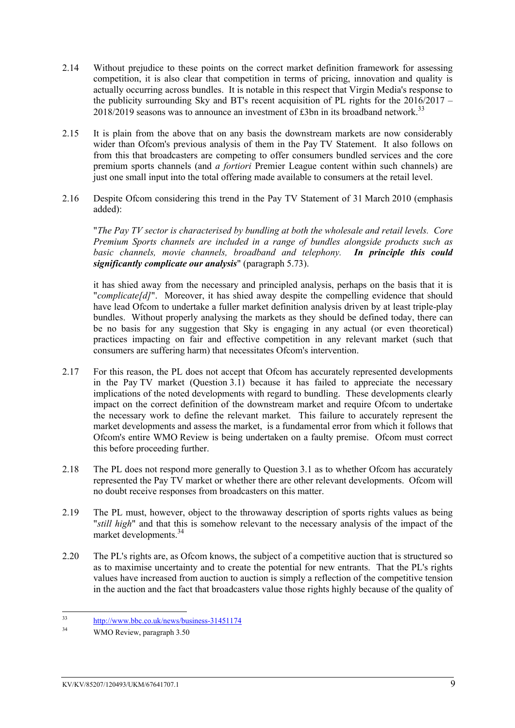2.14 Without prejudice to these points on the correct market definition framework for assessing competition, it is also clear that competition in terms of pricing, innovation and quality is actually occurring across bundles. It is notable in this respect that Virgin Media's response to the publicity surrounding Sky and BT's recent acquisition of PL rights for the 2016/2017 – 2018/2019 seasons was to announce an investment of £3bn in its broadband network.[33]

2.15 It is plain from the above that on any basis the downstream markets are now considerably wider than Ofcom's previous analysis of them in the Pay TV Statement. It also follows on from this that broadcasters are competing to offer consumers bundled services and the core premium sports channels (and *a fortiori* Premier League content within such channels) are just one small input into the total offering made available to consumers at the retail level.

2.16 Despite Ofcom considering this trend in the Pay TV Statement of 31 March 2010 (emphasis added):

"*The Pay TV sector is characterised by bundling at both the wholesale and retail levels. Core Premium Sports channels are included in a range of bundles alongside products such as basic channels, movie channels, broadband and telephony.* ***In principle this could significantly complicate our analysis***" (paragraph 5.73).

it has shied away from the necessary and principled analysis, perhaps on the basis that it is "*complicate[d]*". Moreover, it has shied away despite the compelling evidence that should have lead Ofcom to undertake a fuller market definition analysis driven by at least triple-play bundles. Without properly analysing the markets as they should be defined today, there can be no basis for any suggestion that Sky is engaging in any actual (or even theoretical) practices impacting on fair and effective competition in any relevant market (such that consumers are suffering harm) that necessitates Ofcom's intervention.

2.17 For this reason, the PL does not accept that Ofcom has accurately represented developments in the Pay TV market (Question 3.1) because it has failed to appreciate the necessary implications of the noted developments with regard to bundling. These developments clearly impact on the correct definition of the downstream market and require Ofcom to undertake the necessary work to define the relevant market. This failure to accurately represent the market developments and assess the market, is a fundamental error from which it follows that Ofcom's entire WMO Review is being undertaken on a faulty premise. Ofcom must correct this before proceeding further.

2.18 The PL does not respond more generally to Question 3.1 as to whether Ofcom has accurately represented the Pay TV market or whether there are other relevant developments. Ofcom will no doubt receive responses from broadcasters on this matter.

2.19 The PL must, however, object to the throwaway description of sports rights values as being "*still high*" and that this is somehow relevant to the necessary analysis of the impact of the market developments.[34]

2.20 The PL's rights are, as Ofcom knows, the subject of a competitive auction that is structured so as to maximise uncertainty and to create the potential for new entrants. That the PL's rights values have increased from auction to auction is simply a reflection of the competitive tension in the auction and the fact that broadcasters value those rights highly because of the quality of

---

[33] http://www.bbc.co.uk/news/business-31451174

[34] WMO Review, paragraph 3.50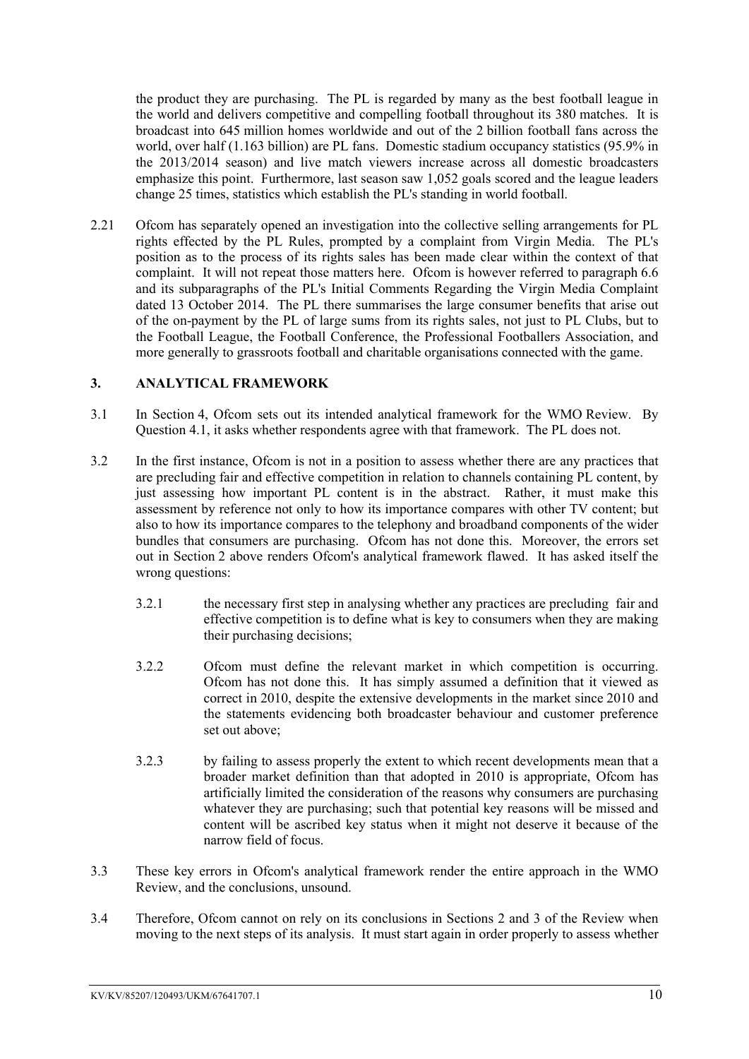the product they are purchasing. The PL is regarded by many as the best football league in the world and delivers competitive and compelling football throughout its 380 matches. It is broadcast into 645 million homes worldwide and out of the 2 billion football fans across the world, over half (1.163 billion) are PL fans. Domestic stadium occupancy statistics (95.9% in the 2013/2014 season) and live match viewers increase across all domestic broadcasters emphasize this point. Furthermore, last season saw 1,052 goals scored and the league leaders change 25 times, statistics which establish the PL's standing in world football.

2.21 Ofcom has separately opened an investigation into the collective selling arrangements for PL rights effected by the PL Rules, prompted by a complaint from Virgin Media. The PL's position as to the process of its rights sales has been made clear within the context of that complaint. It will not repeat those matters here. Ofcom is however referred to paragraph 6.6 and its subparagraphs of the PL's Initial Comments Regarding the Virgin Media Complaint dated 13 October 2014. The PL there summarises the large consumer benefits that arise out of the on-payment by the PL of large sums from its rights sales, not just to PL Clubs, but to the Football League, the Football Conference, the Professional Footballers Association, and more generally to grassroots football and charitable organisations connected with the game.

## 3. ANALYTICAL FRAMEWORK

3.1 In Section 4, Ofcom sets out its intended analytical framework for the WMO Review. By Question 4.1, it asks whether respondents agree with that framework. The PL does not.

3.2 In the first instance, Ofcom is not in a position to assess whether there are any practices that are precluding fair and effective competition in relation to channels containing PL content, by just assessing how important PL content is in the abstract. Rather, it must make this assessment by reference not only to how its importance compares with other TV content; but also to how its importance compares to the telephony and broadband components of the wider bundles that consumers are purchasing. Ofcom has not done this. Moreover, the errors set out in Section 2 above renders Ofcom's analytical framework flawed. It has asked itself the wrong questions:

3.2.1 the necessary first step in analysing whether any practices are precluding fair and effective competition is to define what is key to consumers when they are making their purchasing decisions;

3.2.2 Ofcom must define the relevant market in which competition is occurring. Ofcom has not done this. It has simply assumed a definition that it viewed as correct in 2010, despite the extensive developments in the market since 2010 and the statements evidencing both broadcaster behaviour and customer preference set out above;

3.2.3 by failing to assess properly the extent to which recent developments mean that a broader market definition than that adopted in 2010 is appropriate, Ofcom has artificially limited the consideration of the reasons why consumers are purchasing whatever they are purchasing; such that potential key reasons will be missed and content will be ascribed key status when it might not deserve it because of the narrow field of focus.

3.3 These key errors in Ofcom's analytical framework render the entire approach in the WMO Review, and the conclusions, unsound.

3.4 Therefore, Ofcom cannot on rely on its conclusions in Sections 2 and 3 of the Review when moving to the next steps of its analysis. It must start again in order properly to assess whether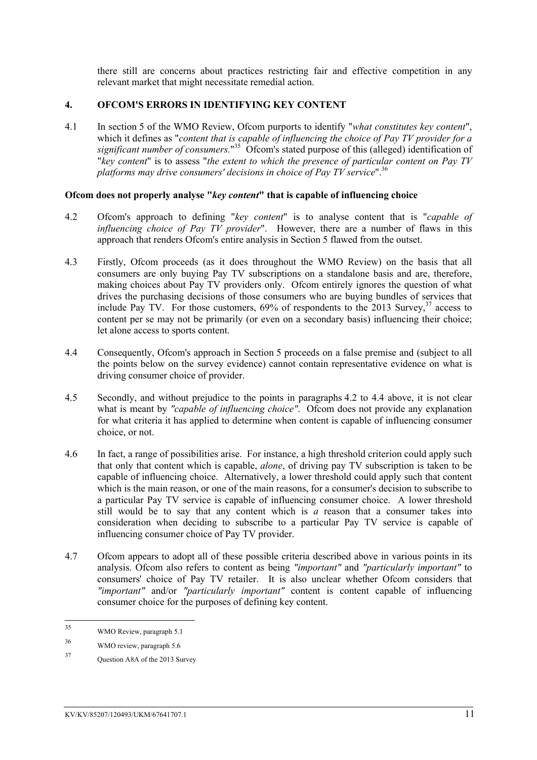there still are concerns about practices restricting fair and effective competition in any relevant market that might necessitate remedial action.

## 4. OFCOM'S ERRORS IN IDENTIFYING KEY CONTENT

4.1 In section 5 of the WMO Review, Ofcom purports to identify "*what constitutes key content*", which it defines as "*content that is capable of influencing the choice of Pay TV provider for a significant number of consumers.*"[35] Ofcom's stated purpose of this (alleged) identification of "*key content*" is to assess "*the extent to which the presence of particular content on Pay TV platforms may drive consumers' decisions in choice of Pay TV service*".[36]

**Ofcom does not properly analyse "*key content*" that is capable of influencing choice**

4.2 Ofcom's approach to defining "*key content*" is to analyse content that is "*capable of influencing choice of Pay TV provider*". However, there are a number of flaws in this approach that renders Ofcom's entire analysis in Section 5 flawed from the outset.

4.3 Firstly, Ofcom proceeds (as it does throughout the WMO Review) on the basis that all consumers are only buying Pay TV subscriptions on a standalone basis and are, therefore, making choices about Pay TV providers only. Ofcom entirely ignores the question of what drives the purchasing decisions of those consumers who are buying bundles of services that include Pay TV. For those customers, 69% of respondents to the 2013 Survey,[37] access to content per se may not be primarily (or even on a secondary basis) influencing their choice; let alone access to sports content.

4.4 Consequently, Ofcom's approach in Section 5 proceeds on a false premise and (subject to all the points below on the survey evidence) cannot contain representative evidence on what is driving consumer choice of provider.

4.5 Secondly, and without prejudice to the points in paragraphs 4.2 to 4.4 above, it is not clear what is meant by *"capable of influencing choice"*. Ofcom does not provide any explanation for what criteria it has applied to determine when content is capable of influencing consumer choice, or not.

4.6 In fact, a range of possibilities arise. For instance, a high threshold criterion could apply such that only that content which is capable, *alone*, of driving pay TV subscription is taken to be capable of influencing choice. Alternatively, a lower threshold could apply such that content which is the main reason, or one of the main reasons, for a consumer's decision to subscribe to a particular Pay TV service is capable of influencing consumer choice. A lower threshold still would be to say that any content which is *a* reason that a consumer takes into consideration when deciding to subscribe to a particular Pay TV service is capable of influencing consumer choice of Pay TV provider.

4.7 Ofcom appears to adopt all of these possible criteria described above in various points in its analysis. Ofcom also refers to content as being *"important"* and *"particularly important"* to consumers' choice of Pay TV retailer. It is also unclear whether Ofcom considers that *"important"* and/or *"particularly important"* content is content capable of influencing consumer choice for the purposes of defining key content.

---

[35] WMO Review, paragraph 5.1

[36] WMO review, paragraph 5.6

[37] Question A8A of the 2013 Survey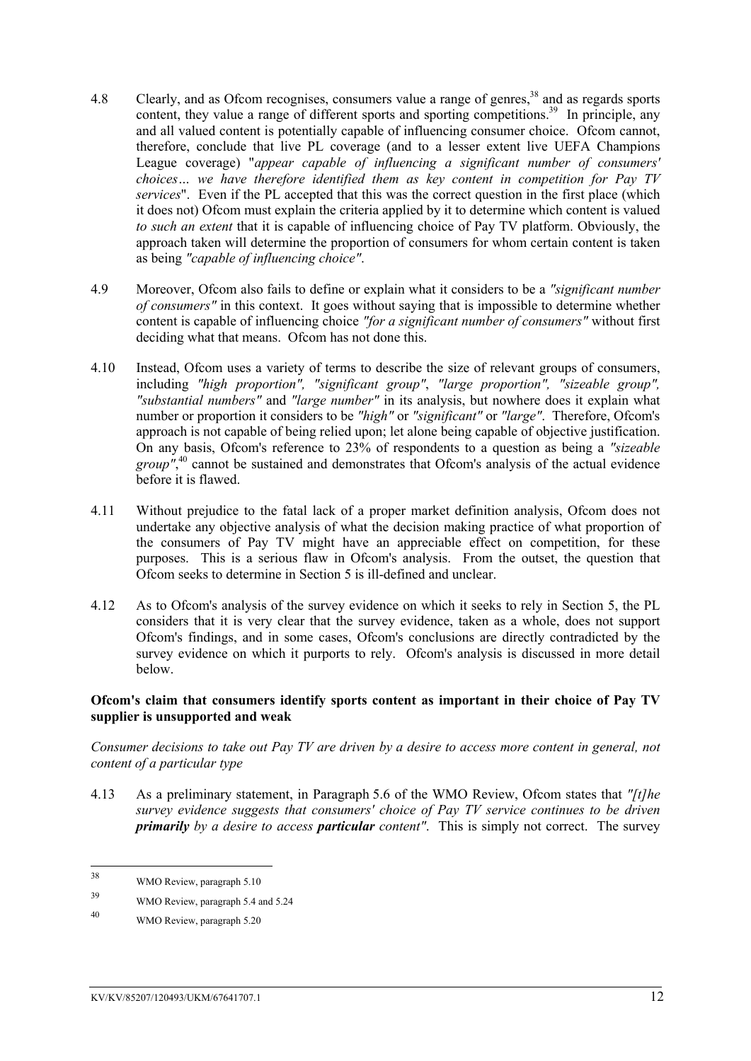4.8 Clearly, and as Ofcom recognises, consumers value a range of genres,[38] and as regards sports content, they value a range of different sports and sporting competitions.[39] In principle, any and all valued content is potentially capable of influencing consumer choice. Ofcom cannot, therefore, conclude that live PL coverage (and to a lesser extent live UEFA Champions League coverage) "*appear capable of influencing a significant number of consumers' choices… we have therefore identified them as key content in competition for Pay TV services*". Even if the PL accepted that this was the correct question in the first place (which it does not) Ofcom must explain the criteria applied by it to determine which content is valued *to such an extent* that it is capable of influencing choice of Pay TV platform. Obviously, the approach taken will determine the proportion of consumers for whom certain content is taken as being *"capable of influencing choice"*.

4.9 Moreover, Ofcom also fails to define or explain what it considers to be a *"significant number of consumers"* in this context. It goes without saying that is impossible to determine whether content is capable of influencing choice *"for a significant number of consumers"* without first deciding what that means. Ofcom has not done this.

4.10 Instead, Ofcom uses a variety of terms to describe the size of relevant groups of consumers, including *"high proportion", "significant group"*, *"large proportion", "sizeable group", "substantial numbers"* and *"large number"* in its analysis, but nowhere does it explain what number or proportion it considers to be *"high"* or *"significant"* or *"large"*. Therefore, Ofcom's approach is not capable of being relied upon; let alone being capable of objective justification. On any basis, Ofcom's reference to 23% of respondents to a question as being a *"sizeable group"*,[40] cannot be sustained and demonstrates that Ofcom's analysis of the actual evidence before it is flawed.

4.11 Without prejudice to the fatal lack of a proper market definition analysis, Ofcom does not undertake any objective analysis of what the decision making practice of what proportion of the consumers of Pay TV might have an appreciable effect on competition, for these purposes. This is a serious flaw in Ofcom's analysis. From the outset, the question that Ofcom seeks to determine in Section 5 is ill-defined and unclear.

4.12 As to Ofcom's analysis of the survey evidence on which it seeks to rely in Section 5, the PL considers that it is very clear that the survey evidence, taken as a whole, does not support Ofcom's findings, and in some cases, Ofcom's conclusions are directly contradicted by the survey evidence on which it purports to rely. Ofcom's analysis is discussed in more detail below.

**Ofcom's claim that consumers identify sports content as important in their choice of Pay TV supplier is unsupported and weak**

*Consumer decisions to take out Pay TV are driven by a desire to access more content in general, not content of a particular type*

4.13 As a preliminary statement, in Paragraph 5.6 of the WMO Review, Ofcom states that *"[t]he survey evidence suggests that consumers' choice of Pay TV service continues to be driven **primarily** by a desire to access **particular** content"*. This is simply not correct. The survey

---

[38] WMO Review, paragraph 5.10

[39] WMO Review, paragraph 5.4 and 5.24

[40] WMO Review, paragraph 5.20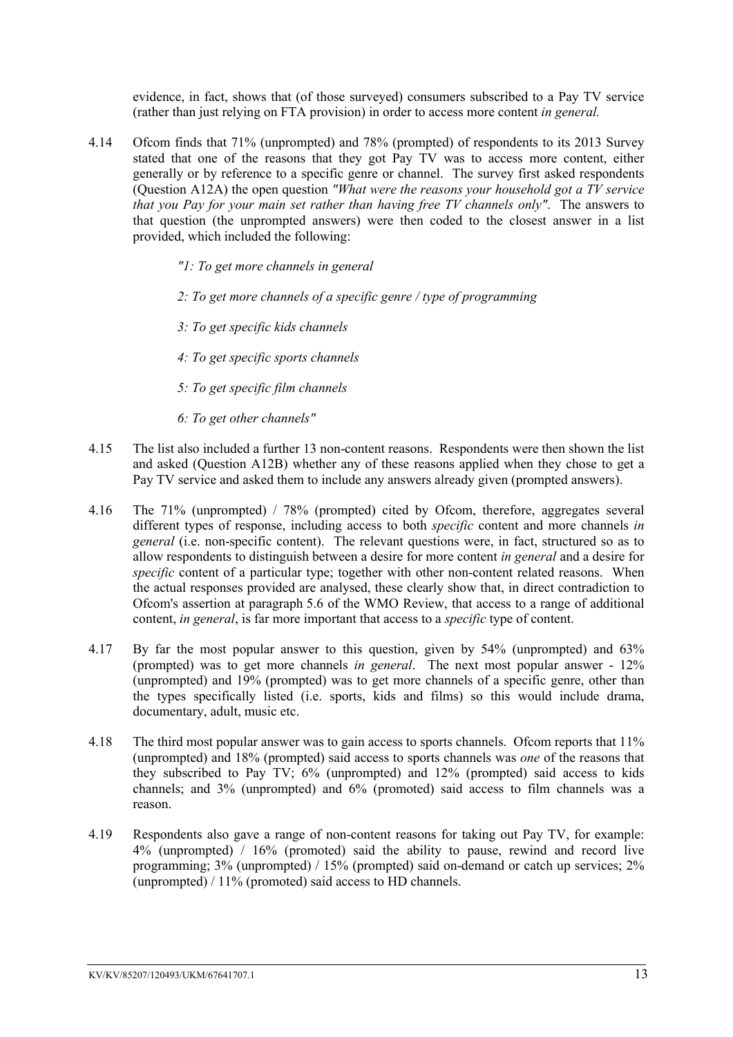evidence, in fact, shows that (of those surveyed) consumers subscribed to a Pay TV service (rather than just relying on FTA provision) in order to access more content *in general.*

4.14 Ofcom finds that 71% (unprompted) and 78% (prompted) of respondents to its 2013 Survey stated that one of the reasons that they got Pay TV was to access more content, either generally or by reference to a specific genre or channel. The survey first asked respondents (Question A12A) the open question *"What were the reasons your household got a TV service that you Pay for your main set rather than having free TV channels only"*. The answers to that question (the unprompted answers) were then coded to the closest answer in a list provided, which included the following:

> *"1: To get more channels in general*
>
> *2: To get more channels of a specific genre / type of programming*
>
> *3: To get specific kids channels*
>
> *4: To get specific sports channels*
>
> *5: To get specific film channels*
>
> *6: To get other channels"*

4.15 The list also included a further 13 non-content reasons. Respondents were then shown the list and asked (Question A12B) whether any of these reasons applied when they chose to get a Pay TV service and asked them to include any answers already given (prompted answers).

4.16 The 71% (unprompted) / 78% (prompted) cited by Ofcom, therefore, aggregates several different types of response, including access to both *specific* content and more channels *in general* (i.e. non-specific content). The relevant questions were, in fact, structured so as to allow respondents to distinguish between a desire for more content *in general* and a desire for *specific* content of a particular type; together with other non-content related reasons. When the actual responses provided are analysed, these clearly show that, in direct contradiction to Ofcom's assertion at paragraph 5.6 of the WMO Review, that access to a range of additional content, *in general*, is far more important that access to a *specific* type of content.

4.17 By far the most popular answer to this question, given by 54% (unprompted) and 63% (prompted) was to get more channels *in general*. The next most popular answer - 12% (unprompted) and 19% (prompted) was to get more channels of a specific genre, other than the types specifically listed (i.e. sports, kids and films) so this would include drama, documentary, adult, music etc.

4.18 The third most popular answer was to gain access to sports channels. Ofcom reports that 11% (unprompted) and 18% (prompted) said access to sports channels was *one* of the reasons that they subscribed to Pay TV; 6% (unprompted) and 12% (prompted) said access to kids channels; and 3% (unprompted) and 6% (promoted) said access to film channels was a reason.

4.19 Respondents also gave a range of non-content reasons for taking out Pay TV, for example: 4% (unprompted) / 16% (promoted) said the ability to pause, rewind and record live programming; 3% (unprompted) / 15% (prompted) said on-demand or catch up services; 2% (unprompted) / 11% (promoted) said access to HD channels.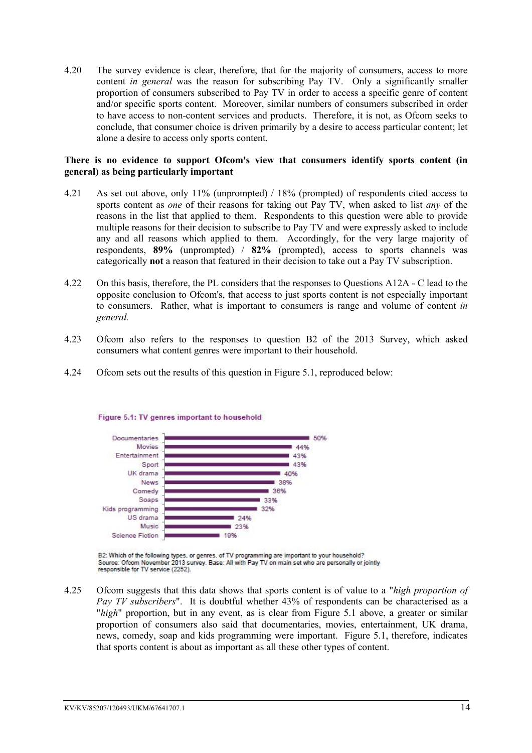4.20 The survey evidence is clear, therefore, that for the majority of consumers, access to more content *in general* was the reason for subscribing Pay TV. Only a significantly smaller proportion of consumers subscribed to Pay TV in order to access a specific genre of content and/or specific sports content. Moreover, similar numbers of consumers subscribed in order to have access to non-content services and products. Therefore, it is not, as Ofcom seeks to conclude, that consumer choice is driven primarily by a desire to access particular content; let alone a desire to access only sports content.

**There is no evidence to support Ofcom's view that consumers identify sports content (in general) as being particularly important**

4.21 As set out above, only 11% (unprompted) / 18% (prompted) of respondents cited access to sports content as *one* of their reasons for taking out Pay TV, when asked to list *any* of the reasons in the list that applied to them. Respondents to this question were able to provide multiple reasons for their decision to subscribe to Pay TV and were expressly asked to include any and all reasons which applied to them. Accordingly, for the very large majority of respondents, **89%** (unprompted) / **82%** (prompted), access to sports channels was categorically **not** a reason that featured in their decision to take out a Pay TV subscription.

4.22 On this basis, therefore, the PL considers that the responses to Questions A12A - C lead to the opposite conclusion to Ofcom's, that access to just sports content is not especially important to consumers. Rather, what is important to consumers is range and volume of content *in general.*

4.23 Ofcom also refers to the responses to question B2 of the 2013 Survey, which asked consumers what content genres were important to their household.

4.24 Ofcom sets out the results of this question in Figure 5.1, reproduced below:

**Figure 5.1: TV genres important to household**

| Genre | % |
|---|---|
| Documentaries | 50% |
| Movies | 44% |
| Entertainment | 43% |
| Sport | 43% |
| UK drama | 40% |
| News | 38% |
| Comedy | 36% |
| Soaps | 33% |
| Kids programming | 32% |
| US drama | 24% |
| Music | 23% |
| Science Fiction | 19% |

B2: Which of the following types, or genres, of TV programming are important to your household?
Source: Ofcom November 2013 survey. Base: All with Pay TV on main set who are personally or jointly responsible for TV service (2252).

4.25 Ofcom suggests that this data shows that sports content is of value to a "*high proportion of Pay TV subscribers*". It is doubtful whether 43% of respondents can be characterised as a "*high*" proportion, but in any event, as is clear from Figure 5.1 above, a greater or similar proportion of consumers also said that documentaries, movies, entertainment, UK drama, news, comedy, soap and kids programming were important. Figure 5.1, therefore, indicates that sports content is about as important as all these other types of content.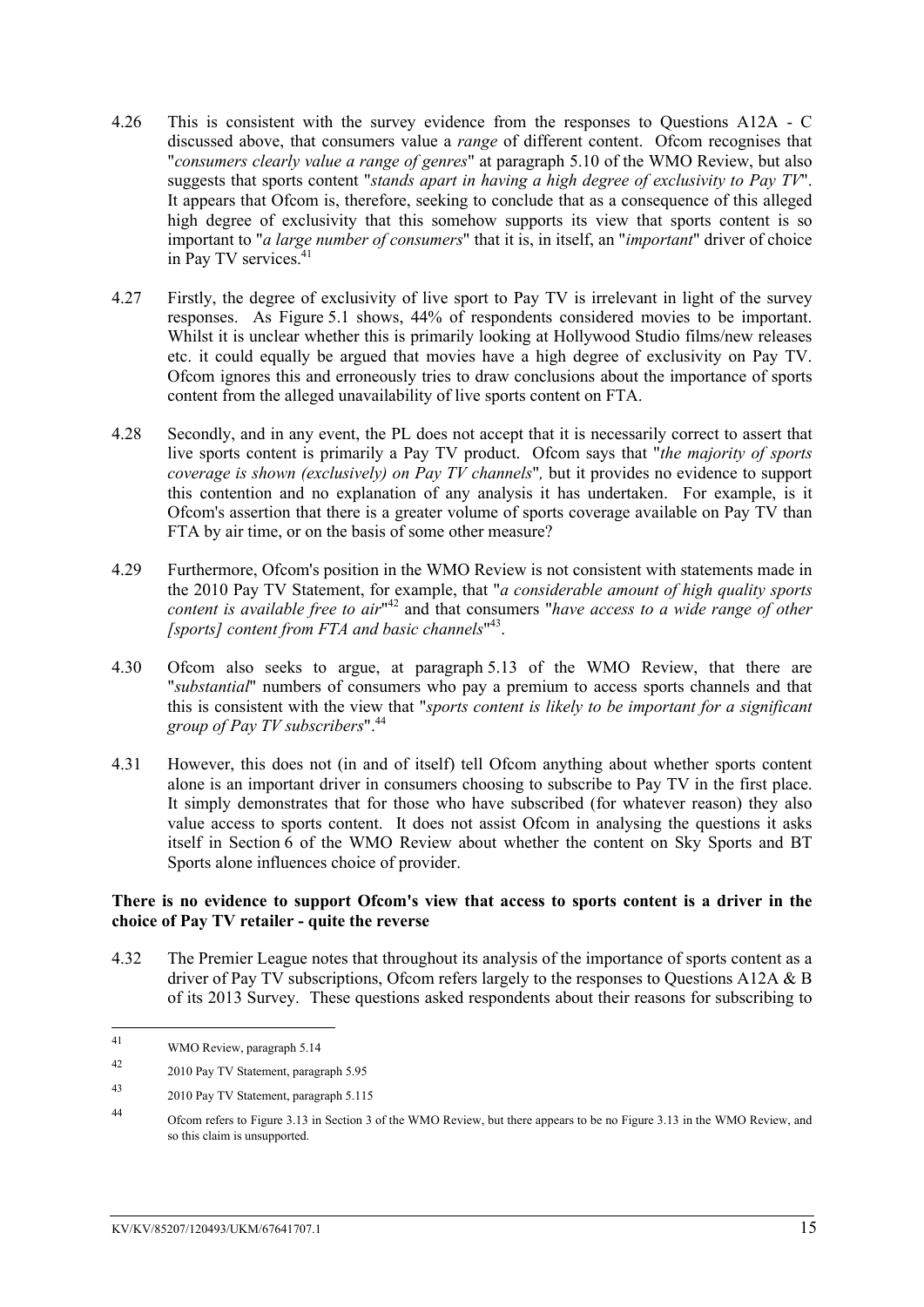4.26 This is consistent with the survey evidence from the responses to Questions A12A - C discussed above, that consumers value a *range* of different content. Ofcom recognises that "*consumers clearly value a range of genres*" at paragraph 5.10 of the WMO Review, but also suggests that sports content "*stands apart in having a high degree of exclusivity to Pay TV*". It appears that Ofcom is, therefore, seeking to conclude that as a consequence of this alleged high degree of exclusivity that this somehow supports its view that sports content is so important to "*a large number of consumers*" that it is, in itself, an "*important*" driver of choice in Pay TV services.[41]

4.27 Firstly, the degree of exclusivity of live sport to Pay TV is irrelevant in light of the survey responses. As Figure 5.1 shows, 44% of respondents considered movies to be important. Whilst it is unclear whether this is primarily looking at Hollywood Studio films/new releases etc. it could equally be argued that movies have a high degree of exclusivity on Pay TV. Ofcom ignores this and erroneously tries to draw conclusions about the importance of sports content from the alleged unavailability of live sports content on FTA.

4.28 Secondly, and in any event, the PL does not accept that it is necessarily correct to assert that live sports content is primarily a Pay TV product. Ofcom says that "*the majority of sports coverage is shown (exclusively) on Pay TV channels*", but it provides no evidence to support this contention and no explanation of any analysis it has undertaken. For example, is it Ofcom's assertion that there is a greater volume of sports coverage available on Pay TV than FTA by air time, or on the basis of some other measure?

4.29 Furthermore, Ofcom's position in the WMO Review is not consistent with statements made in the 2010 Pay TV Statement, for example, that "*a considerable amount of high quality sports content is available free to air*"[42] and that consumers "*have access to a wide range of other [sports] content from FTA and basic channels*"[43].

4.30 Ofcom also seeks to argue, at paragraph 5.13 of the WMO Review, that there are "*substantial*" numbers of consumers who pay a premium to access sports channels and that this is consistent with the view that "*sports content is likely to be important for a significant group of Pay TV subscribers*".[44]

4.31 However, this does not (in and of itself) tell Ofcom anything about whether sports content alone is an important driver in consumers choosing to subscribe to Pay TV in the first place. It simply demonstrates that for those who have subscribed (for whatever reason) they also value access to sports content. It does not assist Ofcom in analysing the questions it asks itself in Section 6 of the WMO Review about whether the content on Sky Sports and BT Sports alone influences choice of provider.

**There is no evidence to support Ofcom's view that access to sports content is a driver in the choice of Pay TV retailer - quite the reverse**

4.32 The Premier League notes that throughout its analysis of the importance of sports content as a driver of Pay TV subscriptions, Ofcom refers largely to the responses to Questions A12A & B of its 2013 Survey. These questions asked respondents about their reasons for subscribing to

---

[41] WMO Review, paragraph 5.14

[42] 2010 Pay TV Statement, paragraph 5.95

[43] 2010 Pay TV Statement, paragraph 5.115

[44] Ofcom refers to Figure 3.13 in Section 3 of the WMO Review, but there appears to be no Figure 3.13 in the WMO Review, and so this claim is unsupported.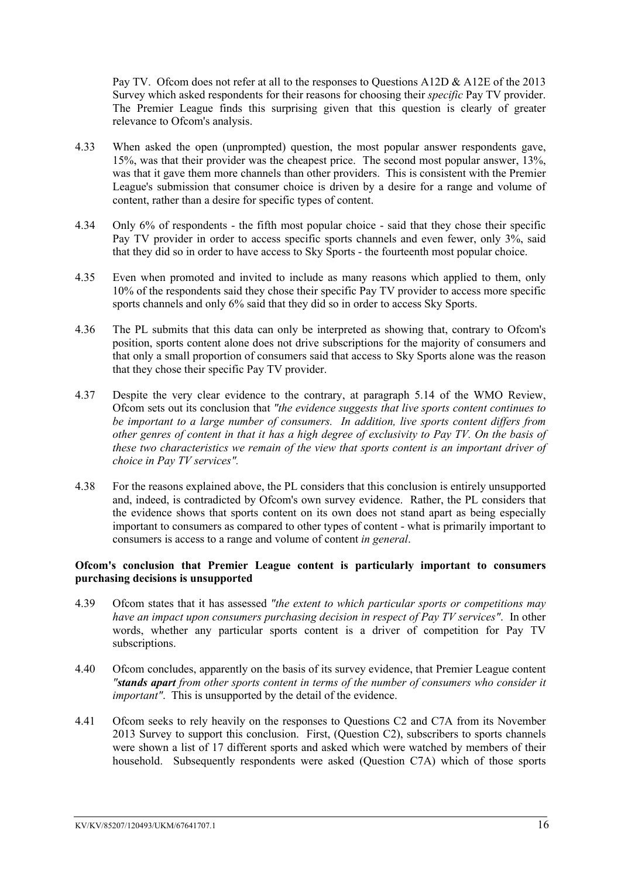Pay TV. Ofcom does not refer at all to the responses to Questions A12D & A12E of the 2013 Survey which asked respondents for their reasons for choosing their *specific* Pay TV provider. The Premier League finds this surprising given that this question is clearly of greater relevance to Ofcom's analysis.

4.33 When asked the open (unprompted) question, the most popular answer respondents gave, 15%, was that their provider was the cheapest price. The second most popular answer, 13%, was that it gave them more channels than other providers. This is consistent with the Premier League's submission that consumer choice is driven by a desire for a range and volume of content, rather than a desire for specific types of content.

4.34 Only 6% of respondents - the fifth most popular choice - said that they chose their specific Pay TV provider in order to access specific sports channels and even fewer, only 3%, said that they did so in order to have access to Sky Sports - the fourteenth most popular choice.

4.35 Even when promoted and invited to include as many reasons which applied to them, only 10% of the respondents said they chose their specific Pay TV provider to access more specific sports channels and only 6% said that they did so in order to access Sky Sports.

4.36 The PL submits that this data can only be interpreted as showing that, contrary to Ofcom's position, sports content alone does not drive subscriptions for the majority of consumers and that only a small proportion of consumers said that access to Sky Sports alone was the reason that they chose their specific Pay TV provider.

4.37 Despite the very clear evidence to the contrary, at paragraph 5.14 of the WMO Review, Ofcom sets out its conclusion that *"the evidence suggests that live sports content continues to be important to a large number of consumers. In addition, live sports content differs from other genres of content in that it has a high degree of exclusivity to Pay TV. On the basis of these two characteristics we remain of the view that sports content is an important driver of choice in Pay TV services".*

4.38 For the reasons explained above, the PL considers that this conclusion is entirely unsupported and, indeed, is contradicted by Ofcom's own survey evidence. Rather, the PL considers that the evidence shows that sports content on its own does not stand apart as being especially important to consumers as compared to other types of content - what is primarily important to consumers is access to a range and volume of content *in general*.

**Ofcom's conclusion that Premier League content is particularly important to consumers purchasing decisions is unsupported**

4.39 Ofcom states that it has assessed *"the extent to which particular sports or competitions may have an impact upon consumers purchasing decision in respect of Pay TV services"*. In other words, whether any particular sports content is a driver of competition for Pay TV subscriptions.

4.40 Ofcom concludes, apparently on the basis of its survey evidence, that Premier League content *"**stands apart** from other sports content in terms of the number of consumers who consider it important"*. This is unsupported by the detail of the evidence.

4.41 Ofcom seeks to rely heavily on the responses to Questions C2 and C7A from its November 2013 Survey to support this conclusion. First, (Question C2), subscribers to sports channels were shown a list of 17 different sports and asked which were watched by members of their household. Subsequently respondents were asked (Question C7A) which of those sports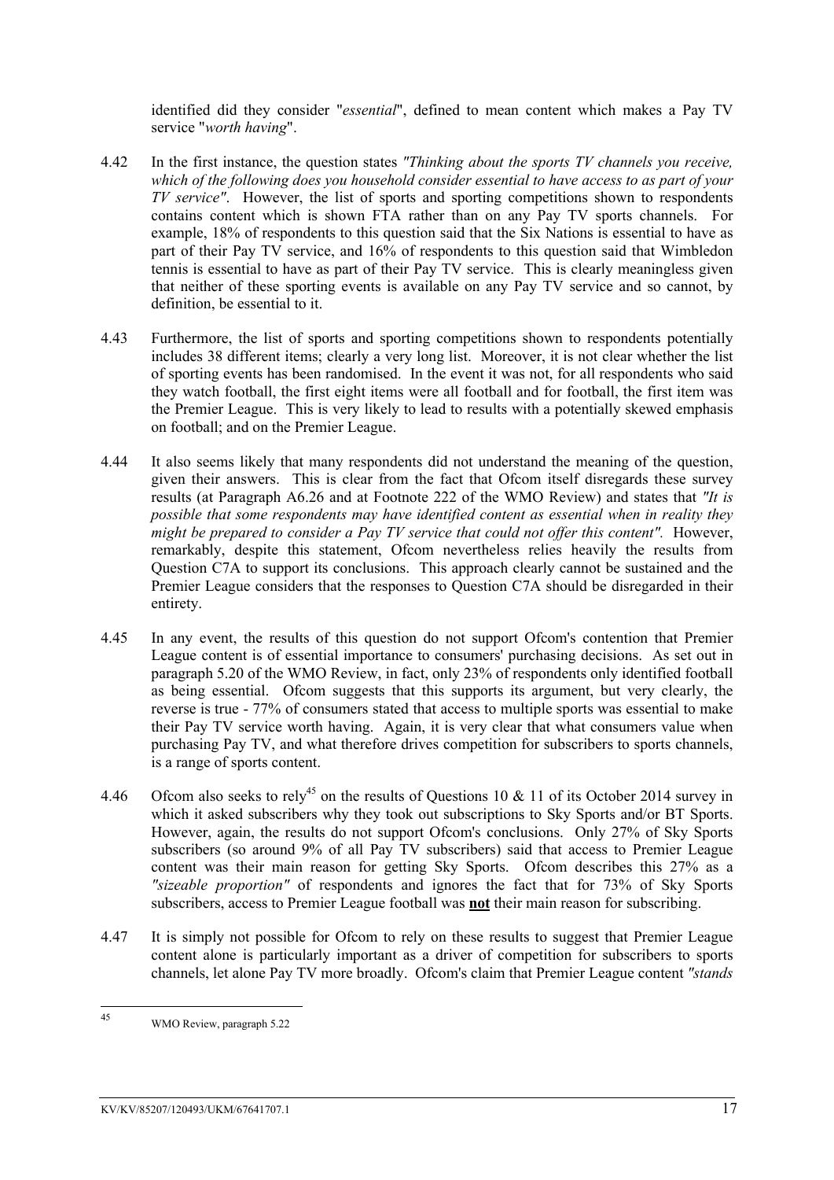identified did they consider "*essential*", defined to mean content which makes a Pay TV service "*worth having*".

4.42 In the first instance, the question states *"Thinking about the sports TV channels you receive, which of the following does you household consider essential to have access to as part of your TV service"*. However, the list of sports and sporting competitions shown to respondents contains content which is shown FTA rather than on any Pay TV sports channels. For example, 18% of respondents to this question said that the Six Nations is essential to have as part of their Pay TV service, and 16% of respondents to this question said that Wimbledon tennis is essential to have as part of their Pay TV service. This is clearly meaningless given that neither of these sporting events is available on any Pay TV service and so cannot, by definition, be essential to it.

4.43 Furthermore, the list of sports and sporting competitions shown to respondents potentially includes 38 different items; clearly a very long list. Moreover, it is not clear whether the list of sporting events has been randomised. In the event it was not, for all respondents who said they watch football, the first eight items were all football and for football, the first item was the Premier League. This is very likely to lead to results with a potentially skewed emphasis on football; and on the Premier League.

4.44 It also seems likely that many respondents did not understand the meaning of the question, given their answers. This is clear from the fact that Ofcom itself disregards these survey results (at Paragraph A6.26 and at Footnote 222 of the WMO Review) and states that *"It is possible that some respondents may have identified content as essential when in reality they might be prepared to consider a Pay TV service that could not offer this content"*. However, remarkably, despite this statement, Ofcom nevertheless relies heavily the results from Question C7A to support its conclusions. This approach clearly cannot be sustained and the Premier League considers that the responses to Question C7A should be disregarded in their entirety.

4.45 In any event, the results of this question do not support Ofcom's contention that Premier League content is of essential importance to consumers' purchasing decisions. As set out in paragraph 5.20 of the WMO Review, in fact, only 23% of respondents only identified football as being essential. Ofcom suggests that this supports its argument, but very clearly, the reverse is true - 77% of consumers stated that access to multiple sports was essential to make their Pay TV service worth having. Again, it is very clear that what consumers value when purchasing Pay TV, and what therefore drives competition for subscribers to sports channels, is a range of sports content.

4.46 Ofcom also seeks to rely[45] on the results of Questions 10 & 11 of its October 2014 survey in which it asked subscribers why they took out subscriptions to Sky Sports and/or BT Sports. However, again, the results do not support Ofcom's conclusions. Only 27% of Sky Sports subscribers (so around 9% of all Pay TV subscribers) said that access to Premier League content was their main reason for getting Sky Sports. Ofcom describes this 27% as a *"sizeable proportion"* of respondents and ignores the fact that for 73% of Sky Sports subscribers, access to Premier League football was **not** their main reason for subscribing.

4.47 It is simply not possible for Ofcom to rely on these results to suggest that Premier League content alone is particularly important as a driver of competition for subscribers to sports channels, let alone Pay TV more broadly. Ofcom's claim that Premier League content *"stands*

---

[45] WMO Review, paragraph 5.22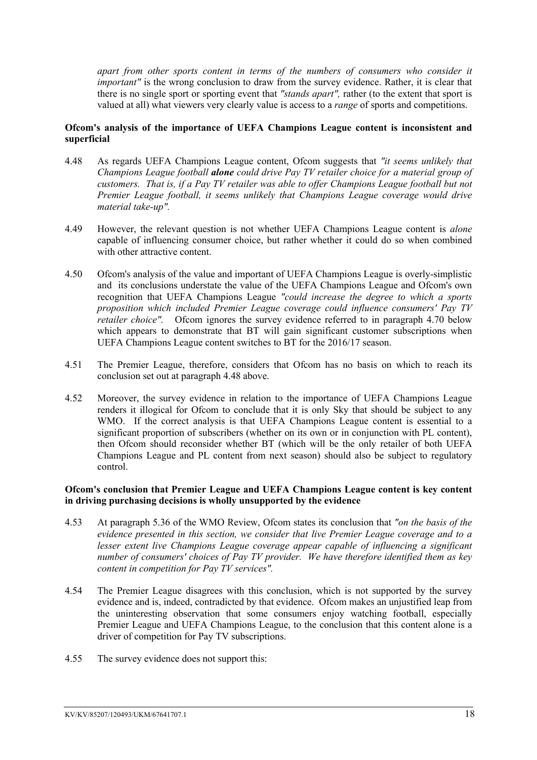*apart from other sports content in terms of the numbers of consumers who consider it important"* is the wrong conclusion to draw from the survey evidence. Rather, it is clear that there is no single sport or sporting event that *"stands apart",* rather (to the extent that sport is valued at all) what viewers very clearly value is access to a *range* of sports and competitions.

**Ofcom's analysis of the importance of UEFA Champions League content is inconsistent and superficial**

4.48 As regards UEFA Champions League content, Ofcom suggests that *"it seems unlikely that Champions League football **alone** could drive Pay TV retailer choice for a material group of customers. That is, if a Pay TV retailer was able to offer Champions League football but not Premier League football, it seems unlikely that Champions League coverage would drive material take-up".*

4.49 However, the relevant question is not whether UEFA Champions League content is *alone* capable of influencing consumer choice, but rather whether it could do so when combined with other attractive content.

4.50 Ofcom's analysis of the value and important of UEFA Champions League is overly-simplistic and its conclusions understate the value of the UEFA Champions League and Ofcom's own recognition that UEFA Champions League *"could increase the degree to which a sports proposition which included Premier League coverage could influence consumers' Pay TV retailer choice".* Ofcom ignores the survey evidence referred to in paragraph 4.70 below which appears to demonstrate that BT will gain significant customer subscriptions when UEFA Champions League content switches to BT for the 2016/17 season.

4.51 The Premier League, therefore, considers that Ofcom has no basis on which to reach its conclusion set out at paragraph 4.48 above.

4.52 Moreover, the survey evidence in relation to the importance of UEFA Champions League renders it illogical for Ofcom to conclude that it is only Sky that should be subject to any WMO. If the correct analysis is that UEFA Champions League content is essential to a significant proportion of subscribers (whether on its own or in conjunction with PL content), then Ofcom should reconsider whether BT (which will be the only retailer of both UEFA Champions League and PL content from next season) should also be subject to regulatory control.

**Ofcom's conclusion that Premier League and UEFA Champions League content is key content in driving purchasing decisions is wholly unsupported by the evidence**

4.53 At paragraph 5.36 of the WMO Review, Ofcom states its conclusion that *"on the basis of the evidence presented in this section, we consider that live Premier League coverage and to a lesser extent live Champions League coverage appear capable of influencing a significant number of consumers' choices of Pay TV provider. We have therefore identified them as key content in competition for Pay TV services".*

4.54 The Premier League disagrees with this conclusion, which is not supported by the survey evidence and is, indeed, contradicted by that evidence. Ofcom makes an unjustified leap from the uninteresting observation that some consumers enjoy watching football, especially Premier League and UEFA Champions League, to the conclusion that this content alone is a driver of competition for Pay TV subscriptions.

4.55 The survey evidence does not support this: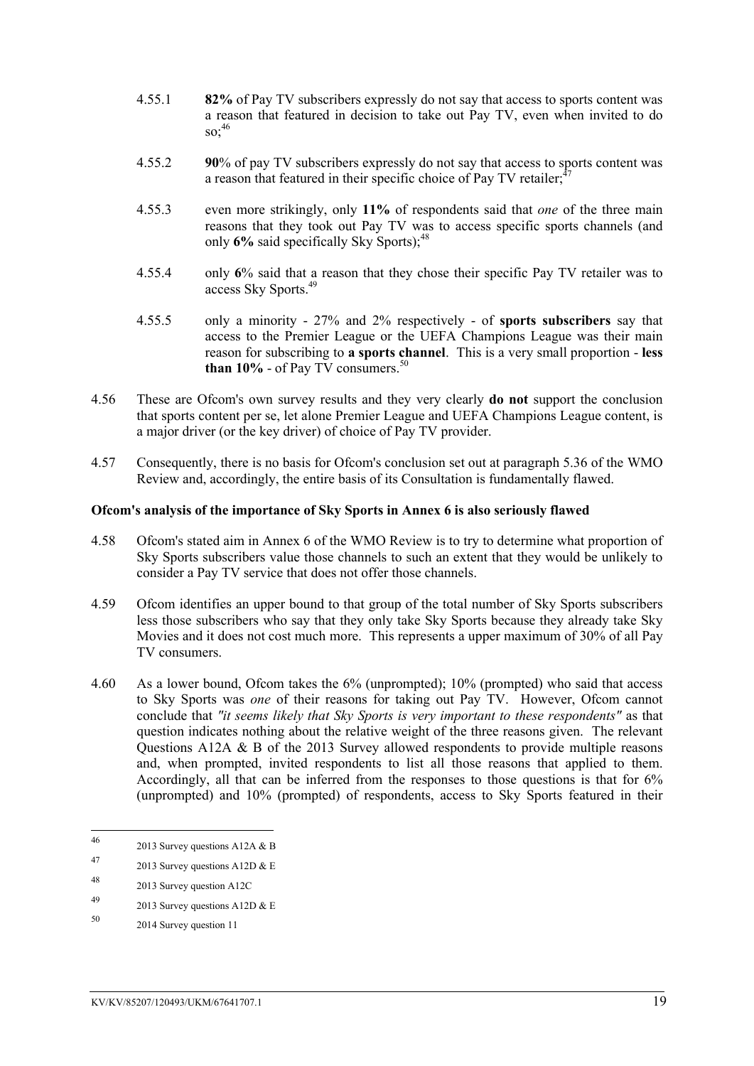4.55.1 **82%** of Pay TV subscribers expressly do not say that access to sports content was a reason that featured in decision to take out Pay TV, even when invited to do so;[46]

4.55.2 **90**% of pay TV subscribers expressly do not say that access to sports content was a reason that featured in their specific choice of Pay TV retailer;[47]

4.55.3 even more strikingly, only **11%** of respondents said that *one* of the three main reasons that they took out Pay TV was to access specific sports channels (and only **6%** said specifically Sky Sports);[48]

4.55.4 only **6**% said that a reason that they chose their specific Pay TV retailer was to access Sky Sports.[49]

4.55.5 only a minority - 27% and 2% respectively - of **sports subscribers** say that access to the Premier League or the UEFA Champions League was their main reason for subscribing to **a sports channel**. This is a very small proportion - **less than 10%** - of Pay TV consumers.[50]

4.56 These are Ofcom's own survey results and they very clearly **do not** support the conclusion that sports content per se, let alone Premier League and UEFA Champions League content, is a major driver (or the key driver) of choice of Pay TV provider.

4.57 Consequently, there is no basis for Ofcom's conclusion set out at paragraph 5.36 of the WMO Review and, accordingly, the entire basis of its Consultation is fundamentally flawed.

**Ofcom's analysis of the importance of Sky Sports in Annex 6 is also seriously flawed**

4.58 Ofcom's stated aim in Annex 6 of the WMO Review is to try to determine what proportion of Sky Sports subscribers value those channels to such an extent that they would be unlikely to consider a Pay TV service that does not offer those channels.

4.59 Ofcom identifies an upper bound to that group of the total number of Sky Sports subscribers less those subscribers who say that they only take Sky Sports because they already take Sky Movies and it does not cost much more. This represents a upper maximum of 30% of all Pay TV consumers.

4.60 As a lower bound, Ofcom takes the 6% (unprompted); 10% (prompted) who said that access to Sky Sports was *one* of their reasons for taking out Pay TV. However, Ofcom cannot conclude that *"it seems likely that Sky Sports is very important to these respondents"* as that question indicates nothing about the relative weight of the three reasons given. The relevant Questions A12A & B of the 2013 Survey allowed respondents to provide multiple reasons and, when prompted, invited respondents to list all those reasons that applied to them. Accordingly, all that can be inferred from the responses to those questions is that for 6% (unprompted) and 10% (prompted) of respondents, access to Sky Sports featured in their

---

[46] 2013 Survey questions A12A & B

[47] 2013 Survey questions A12D & E

[48] 2013 Survey question A12C

[49] 2013 Survey questions A12D & E

[50] 2014 Survey question 11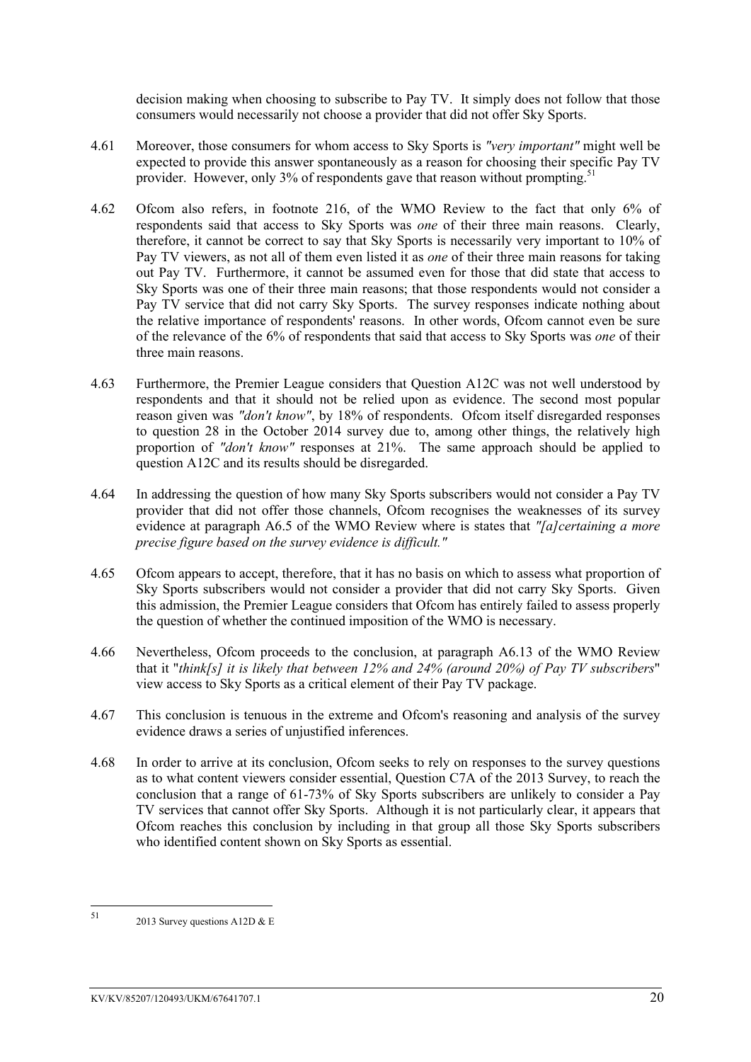decision making when choosing to subscribe to Pay TV. It simply does not follow that those consumers would necessarily not choose a provider that did not offer Sky Sports.

4.61 Moreover, those consumers for whom access to Sky Sports is *"very important"* might well be expected to provide this answer spontaneously as a reason for choosing their specific Pay TV provider. However, only 3% of respondents gave that reason without prompting.[51]

4.62 Ofcom also refers, in footnote 216, of the WMO Review to the fact that only 6% of respondents said that access to Sky Sports was *one* of their three main reasons. Clearly, therefore, it cannot be correct to say that Sky Sports is necessarily very important to 10% of Pay TV viewers, as not all of them even listed it as *one* of their three main reasons for taking out Pay TV. Furthermore, it cannot be assumed even for those that did state that access to Sky Sports was one of their three main reasons; that those respondents would not consider a Pay TV service that did not carry Sky Sports. The survey responses indicate nothing about the relative importance of respondents' reasons. In other words, Ofcom cannot even be sure of the relevance of the 6% of respondents that said that access to Sky Sports was *one* of their three main reasons.

4.63 Furthermore, the Premier League considers that Question A12C was not well understood by respondents and that it should not be relied upon as evidence. The second most popular reason given was *"don't know"*, by 18% of respondents. Ofcom itself disregarded responses to question 28 in the October 2014 survey due to, among other things, the relatively high proportion of *"don't know"* responses at 21%. The same approach should be applied to question A12C and its results should be disregarded.

4.64 In addressing the question of how many Sky Sports subscribers would not consider a Pay TV provider that did not offer those channels, Ofcom recognises the weaknesses of its survey evidence at paragraph A6.5 of the WMO Review where is states that *"[a]certaining a more precise figure based on the survey evidence is difficult."*

4.65 Ofcom appears to accept, therefore, that it has no basis on which to assess what proportion of Sky Sports subscribers would not consider a provider that did not carry Sky Sports. Given this admission, the Premier League considers that Ofcom has entirely failed to assess properly the question of whether the continued imposition of the WMO is necessary.

4.66 Nevertheless, Ofcom proceeds to the conclusion, at paragraph A6.13 of the WMO Review that it "*think[s] it is likely that between 12% and 24% (around 20%) of Pay TV subscribers*" view access to Sky Sports as a critical element of their Pay TV package.

4.67 This conclusion is tenuous in the extreme and Ofcom's reasoning and analysis of the survey evidence draws a series of unjustified inferences.

4.68 In order to arrive at its conclusion, Ofcom seeks to rely on responses to the survey questions as to what content viewers consider essential, Question C7A of the 2013 Survey, to reach the conclusion that a range of 61-73% of Sky Sports subscribers are unlikely to consider a Pay TV services that cannot offer Sky Sports. Although it is not particularly clear, it appears that Ofcom reaches this conclusion by including in that group all those Sky Sports subscribers who identified content shown on Sky Sports as essential.

[51] 2013 Survey questions A12D & E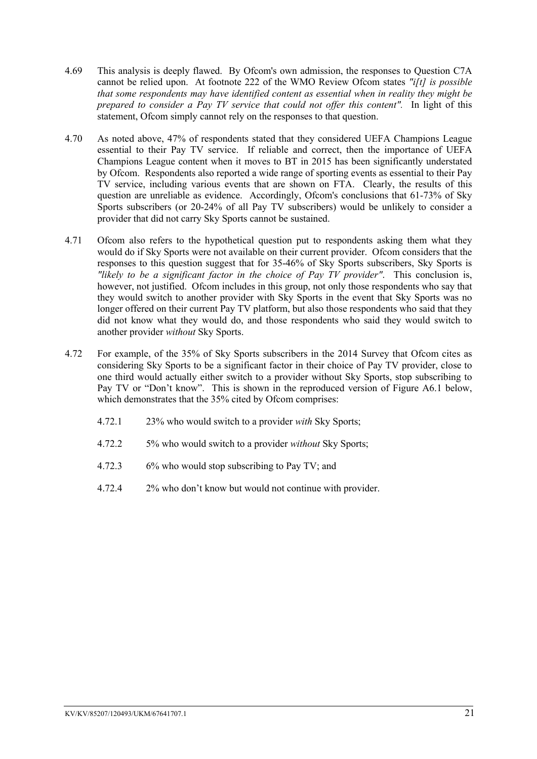4.69 This analysis is deeply flawed. By Ofcom's own admission, the responses to Question C7A cannot be relied upon. At footnote 222 of the WMO Review Ofcom states *"i[t] is possible that some respondents may have identified content as essential when in reality they might be prepared to consider a Pay TV service that could not offer this content".* In light of this statement, Ofcom simply cannot rely on the responses to that question.

4.70 As noted above, 47% of respondents stated that they considered UEFA Champions League essential to their Pay TV service. If reliable and correct, then the importance of UEFA Champions League content when it moves to BT in 2015 has been significantly understated by Ofcom. Respondents also reported a wide range of sporting events as essential to their Pay TV service, including various events that are shown on FTA. Clearly, the results of this question are unreliable as evidence. Accordingly, Ofcom's conclusions that 61-73% of Sky Sports subscribers (or 20-24% of all Pay TV subscribers) would be unlikely to consider a provider that did not carry Sky Sports cannot be sustained.

4.71 Ofcom also refers to the hypothetical question put to respondents asking them what they would do if Sky Sports were not available on their current provider. Ofcom considers that the responses to this question suggest that for 35-46% of Sky Sports subscribers, Sky Sports is *"likely to be a significant factor in the choice of Pay TV provider"*. This conclusion is, however, not justified. Ofcom includes in this group, not only those respondents who say that they would switch to another provider with Sky Sports in the event that Sky Sports was no longer offered on their current Pay TV platform, but also those respondents who said that they did not know what they would do, and those respondents who said they would switch to another provider *without* Sky Sports.

4.72 For example, of the 35% of Sky Sports subscribers in the 2014 Survey that Ofcom cites as considering Sky Sports to be a significant factor in their choice of Pay TV provider, close to one third would actually either switch to a provider without Sky Sports, stop subscribing to Pay TV or "Don't know". This is shown in the reproduced version of Figure A6.1 below, which demonstrates that the 35% cited by Ofcom comprises:

4.72.1 23% who would switch to a provider *with* Sky Sports;

4.72.2 5% who would switch to a provider *without* Sky Sports;

4.72.3 6% who would stop subscribing to Pay TV; and

4.72.4 2% who don't know but would not continue with provider.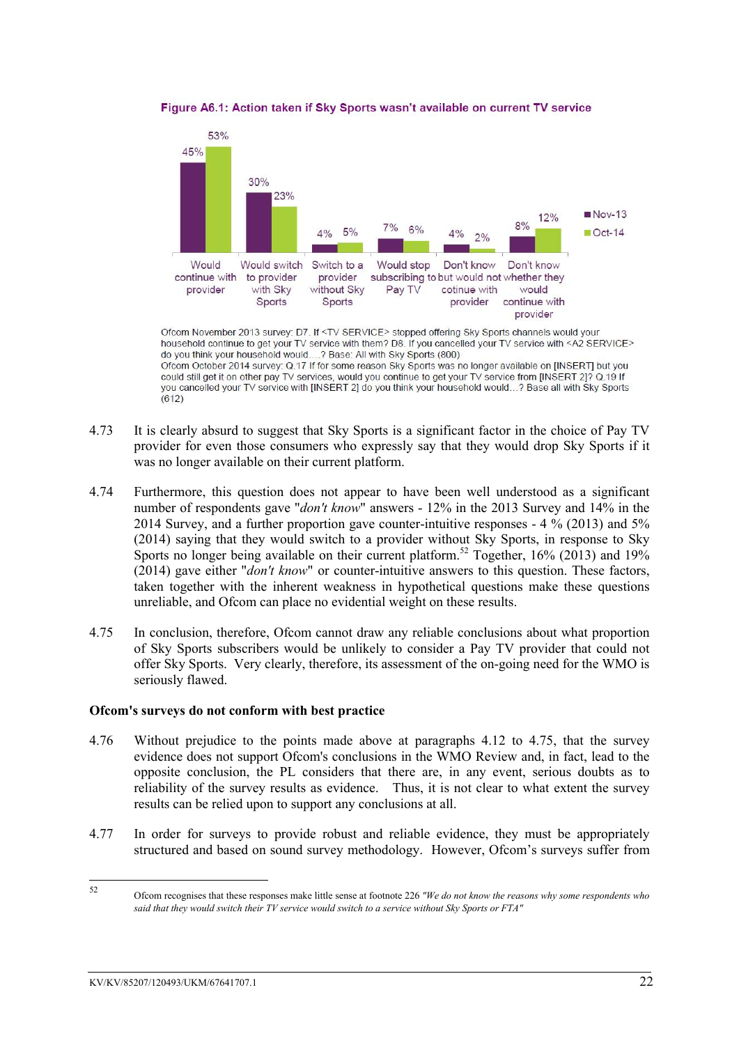**Figure A6.1: Action taken if Sky Sports wasn't available on current TV service**

| | Nov-13 | Oct-14 |
|---|---|---|
| Would continue with provider | 45% | 53% |
| Would switch to provider with Sky Sports | 30% | 23% |
| Switch to a provider without Sky Sports | 4% | 5% |
| Would stop subscribing to Pay TV | 7% | 6% |
| Don't know but would not cotinue with provider | 4% | 2% |
| Don't know whether they would continue with provider | 8% | 12% |

Ofcom November 2013 survey: D7. If <TV SERVICE> stopped offering Sky Sports channels would your household continue to get your TV service with them? D8. If you cancelled your TV service with <A2 SERVICE> do you think your household would….? Base: All with Sky Sports (800)
Ofcom October 2014 survey: Q.17 If for some reason Sky Sports was no longer available on [INSERT] but you could still get it on other pay TV services, would you continue to get your TV service from [INSERT 2]? Q.19 If you cancelled your TV service with [INSERT 2] do you think your household would…? Base all with Sky Sports (612)

4.73 It is clearly absurd to suggest that Sky Sports is a significant factor in the choice of Pay TV provider for even those consumers who expressly say that they would drop Sky Sports if it was no longer available on their current platform.

4.74 Furthermore, this question does not appear to have been well understood as a significant number of respondents gave "*don't know*" answers - 12% in the 2013 Survey and 14% in the 2014 Survey, and a further proportion gave counter-intuitive responses - 4 % (2013) and 5% (2014) saying that they would switch to a provider without Sky Sports, in response to Sky Sports no longer being available on their current platform.[52] Together, 16% (2013) and 19% (2014) gave either "*don't know*" or counter-intuitive answers to this question. These factors, taken together with the inherent weakness in hypothetical questions make these questions unreliable, and Ofcom can place no evidential weight on these results.

4.75 In conclusion, therefore, Ofcom cannot draw any reliable conclusions about what proportion of Sky Sports subscribers would be unlikely to consider a Pay TV provider that could not offer Sky Sports. Very clearly, therefore, its assessment of the on-going need for the WMO is seriously flawed.

**Ofcom's surveys do not conform with best practice**

4.76 Without prejudice to the points made above at paragraphs 4.12 to 4.75, that the survey evidence does not support Ofcom's conclusions in the WMO Review and, in fact, lead to the opposite conclusion, the PL considers that there are, in any event, serious doubts as to reliability of the survey results as evidence. Thus, it is not clear to what extent the survey results can be relied upon to support any conclusions at all.

4.77 In order for surveys to provide robust and reliable evidence, they must be appropriately structured and based on sound survey methodology. However, Ofcom's surveys suffer from

---

[52] Ofcom recognises that these responses make little sense at footnote 226 *"We do not know the reasons why some respondents who said that they would switch their TV service would switch to a service without Sky Sports or FTA"*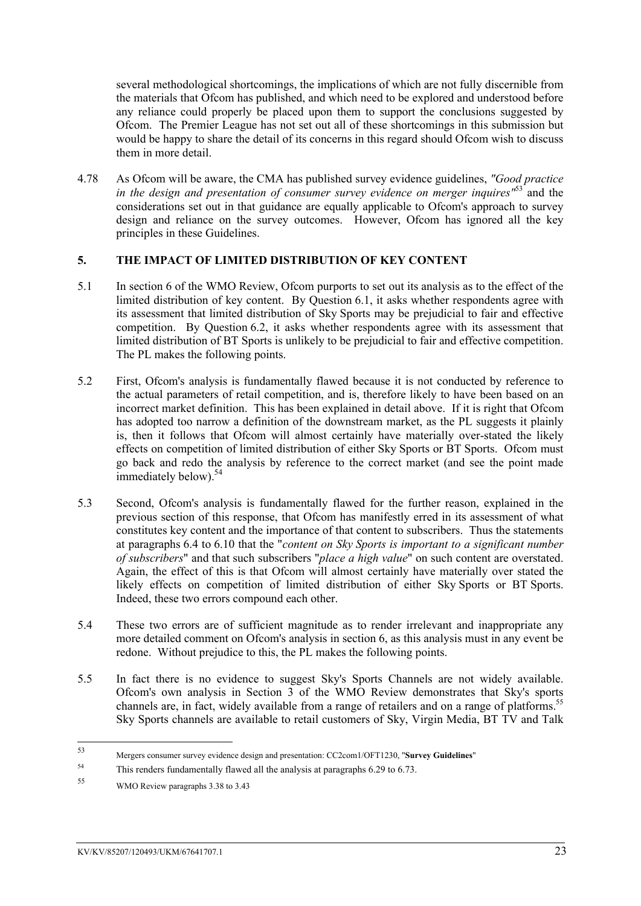several methodological shortcomings, the implications of which are not fully discernible from the materials that Ofcom has published, and which need to be explored and understood before any reliance could properly be placed upon them to support the conclusions suggested by Ofcom. The Premier League has not set out all of these shortcomings in this submission but would be happy to share the detail of its concerns in this regard should Ofcom wish to discuss them in more detail.

4.78 As Ofcom will be aware, the CMA has published survey evidence guidelines, *"Good practice in the design and presentation of consumer survey evidence on merger inquires"*[53] and the considerations set out in that guidance are equally applicable to Ofcom's approach to survey design and reliance on the survey outcomes. However, Ofcom has ignored all the key principles in these Guidelines.

## 5. THE IMPACT OF LIMITED DISTRIBUTION OF KEY CONTENT

5.1 In section 6 of the WMO Review, Ofcom purports to set out its analysis as to the effect of the limited distribution of key content. By Question 6.1, it asks whether respondents agree with its assessment that limited distribution of Sky Sports may be prejudicial to fair and effective competition. By Question 6.2, it asks whether respondents agree with its assessment that limited distribution of BT Sports is unlikely to be prejudicial to fair and effective competition. The PL makes the following points.

5.2 First, Ofcom's analysis is fundamentally flawed because it is not conducted by reference to the actual parameters of retail competition, and is, therefore likely to have been based on an incorrect market definition. This has been explained in detail above. If it is right that Ofcom has adopted too narrow a definition of the downstream market, as the PL suggests it plainly is, then it follows that Ofcom will almost certainly have materially over-stated the likely effects on competition of limited distribution of either Sky Sports or BT Sports. Ofcom must go back and redo the analysis by reference to the correct market (and see the point made immediately below).[54]

5.3 Second, Ofcom's analysis is fundamentally flawed for the further reason, explained in the previous section of this response, that Ofcom has manifestly erred in its assessment of what constitutes key content and the importance of that content to subscribers. Thus the statements at paragraphs 6.4 to 6.10 that the "*content on Sky Sports is important to a significant number of subscribers*" and that such subscribers "*place a high value*" on such content are overstated. Again, the effect of this is that Ofcom will almost certainly have materially over stated the likely effects on competition of limited distribution of either Sky Sports or BT Sports. Indeed, these two errors compound each other.

5.4 These two errors are of sufficient magnitude as to render irrelevant and inappropriate any more detailed comment on Ofcom's analysis in section 6, as this analysis must in any event be redone. Without prejudice to this, the PL makes the following points.

5.5 In fact there is no evidence to suggest Sky's Sports Channels are not widely available. Ofcom's own analysis in Section 3 of the WMO Review demonstrates that Sky's sports channels are, in fact, widely available from a range of retailers and on a range of platforms.[55] Sky Sports channels are available to retail customers of Sky, Virgin Media, BT TV and Talk

---

[53] Mergers consumer survey evidence design and presentation: CC2com1/OFT1230, "**Survey Guidelines**"

[54] This renders fundamentally flawed all the analysis at paragraphs 6.29 to 6.73.

[55] WMO Review paragraphs 3.38 to 3.43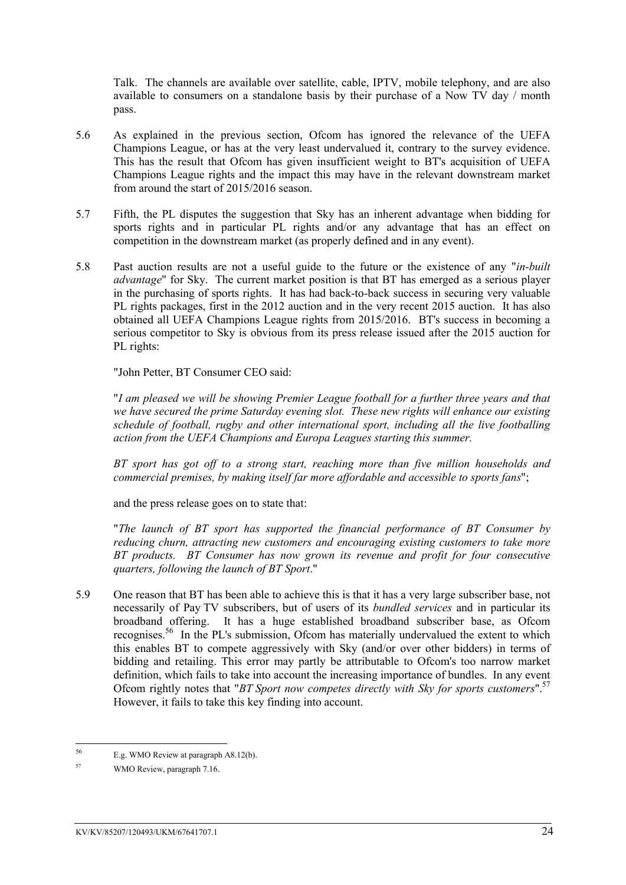Talk. The channels are available over satellite, cable, IPTV, mobile telephony, and are also available to consumers on a standalone basis by their purchase of a Now TV day / month pass.

5.6 As explained in the previous section, Ofcom has ignored the relevance of the UEFA Champions League, or has at the very least undervalued it, contrary to the survey evidence. This has the result that Ofcom has given insufficient weight to BT's acquisition of UEFA Champions League rights and the impact this may have in the relevant downstream market from around the start of 2015/2016 season.

5.7 Fifth, the PL disputes the suggestion that Sky has an inherent advantage when bidding for sports rights and in particular PL rights and/or any advantage that has an effect on competition in the downstream market (as properly defined and in any event).

5.8 Past auction results are not a useful guide to the future or the existence of any "*in-built advantage*" for Sky. The current market position is that BT has emerged as a serious player in the purchasing of sports rights. It has had back-to-back success in securing very valuable PL rights packages, first in the 2012 auction and in the very recent 2015 auction. It has also obtained all UEFA Champions League rights from 2015/2016. BT's success in becoming a serious competitor to Sky is obvious from its press release issued after the 2015 auction for PL rights:

"John Petter, BT Consumer CEO said:

"*I am pleased we will be showing Premier League football for a further three years and that we have secured the prime Saturday evening slot. These new rights will enhance our existing schedule of football, rugby and other international sport, including all the live footballing action from the UEFA Champions and Europa Leagues starting this summer.*

*BT sport has got off to a strong start, reaching more than five million households and commercial premises, by making itself far more affordable and accessible to sports fans*";

and the press release goes on to state that:

"*The launch of BT sport has supported the financial performance of BT Consumer by reducing churn, attracting new customers and encouraging existing customers to take more BT products. BT Consumer has now grown its revenue and profit for four consecutive quarters, following the launch of BT Sport*."

5.9 One reason that BT has been able to achieve this is that it has a very large subscriber base, not necessarily of Pay TV subscribers, but of users of its *bundled services* and in particular its broadband offering. It has a huge established broadband subscriber base, as Ofcom recognises.[56] In the PL's submission, Ofcom has materially undervalued the extent to which this enables BT to compete aggressively with Sky (and/or over other bidders) in terms of bidding and retailing. This error may partly be attributable to Ofcom's too narrow market definition, which fails to take into account the increasing importance of bundles. In any event Ofcom rightly notes that "*BT Sport now competes directly with Sky for sports customers*".[57] However, it fails to take this key finding into account.

---

[56] E.g. WMO Review at paragraph A8.12(b).

[57] WMO Review, paragraph 7.16.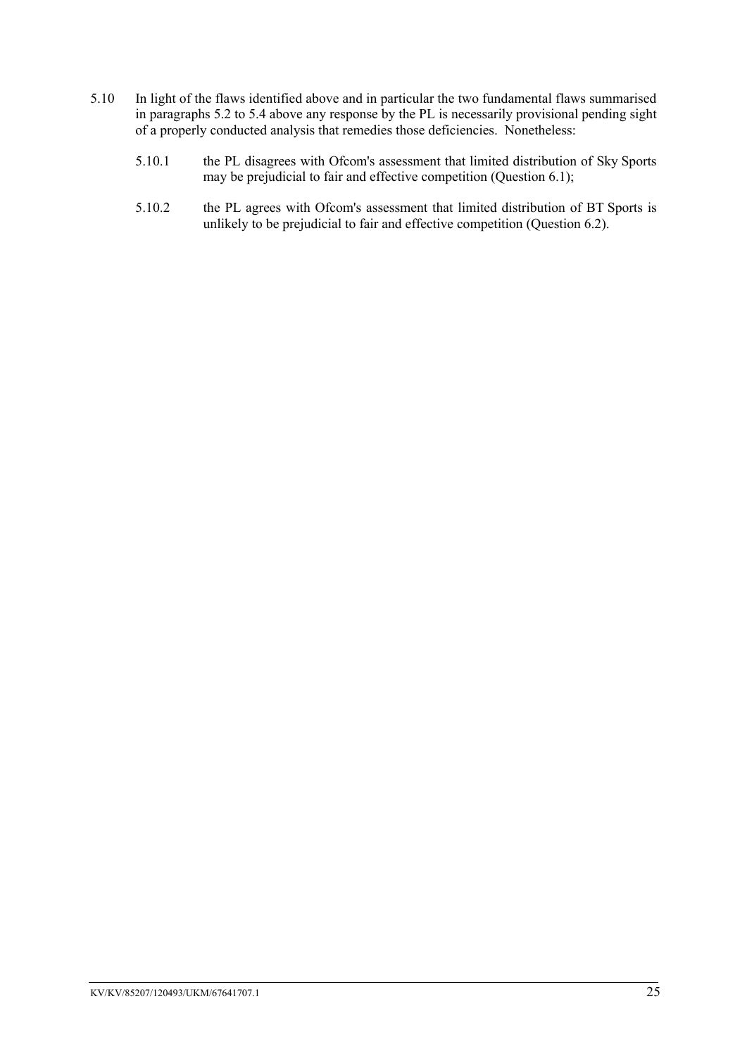5.10 In light of the flaws identified above and in particular the two fundamental flaws summarised in paragraphs 5.2 to 5.4 above any response by the PL is necessarily provisional pending sight of a properly conducted analysis that remedies those deficiencies. Nonetheless:

5.10.1 the PL disagrees with Ofcom's assessment that limited distribution of Sky Sports may be prejudicial to fair and effective competition (Question 6.1);

5.10.2 the PL agrees with Ofcom's assessment that limited distribution of BT Sports is unlikely to be prejudicial to fair and effective competition (Question 6.2).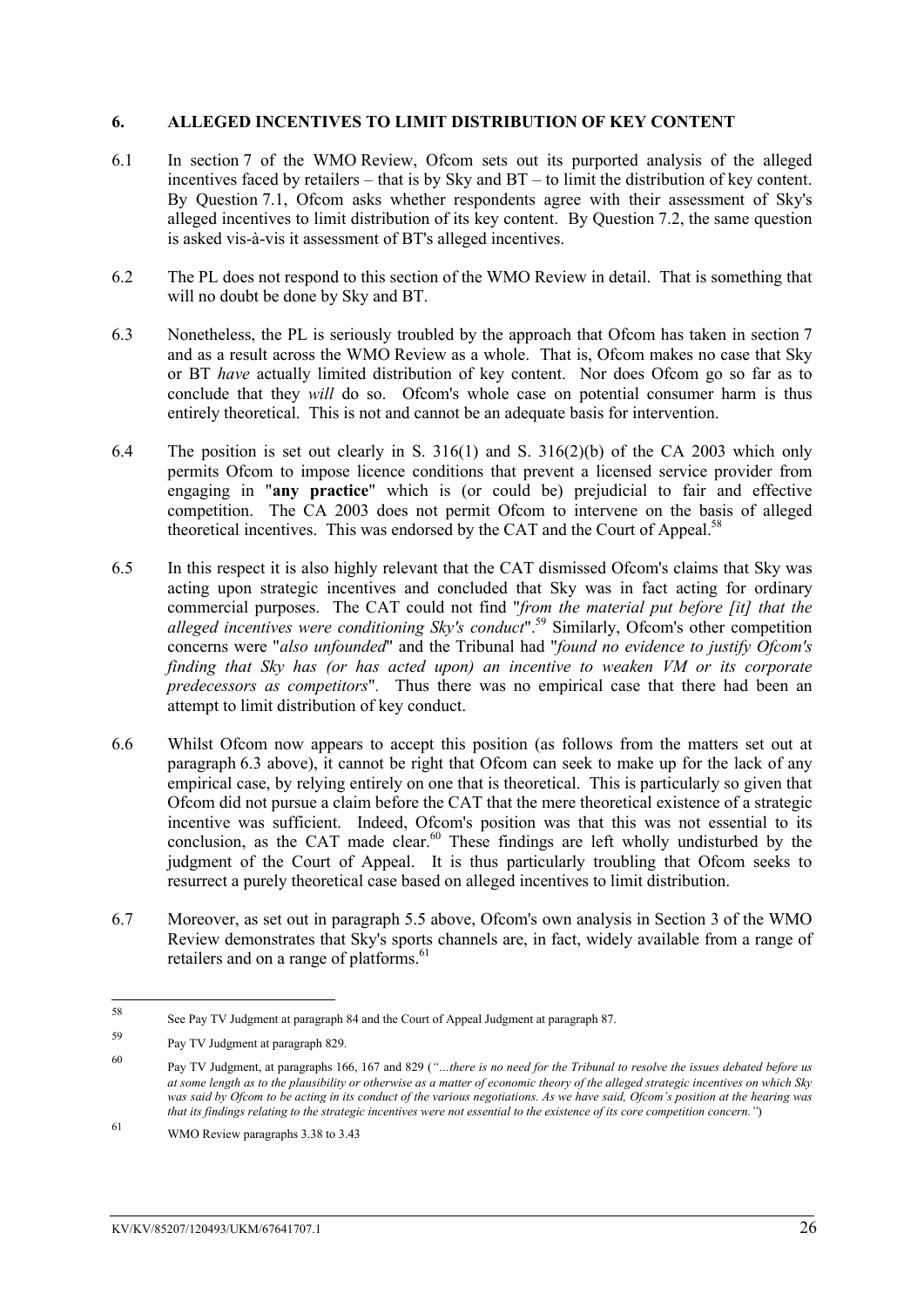## 6. ALLEGED INCENTIVES TO LIMIT DISTRIBUTION OF KEY CONTENT

6.1 In section 7 of the WMO Review, Ofcom sets out its purported analysis of the alleged incentives faced by retailers – that is by Sky and BT – to limit the distribution of key content. By Question 7.1, Ofcom asks whether respondents agree with their assessment of Sky's alleged incentives to limit distribution of its key content. By Question 7.2, the same question is asked vis-à-vis it assessment of BT's alleged incentives.

6.2 The PL does not respond to this section of the WMO Review in detail. That is something that will no doubt be done by Sky and BT.

6.3 Nonetheless, the PL is seriously troubled by the approach that Ofcom has taken in section 7 and as a result across the WMO Review as a whole. That is, Ofcom makes no case that Sky or BT *have* actually limited distribution of key content. Nor does Ofcom go so far as to conclude that they *will* do so. Ofcom's whole case on potential consumer harm is thus entirely theoretical. This is not and cannot be an adequate basis for intervention.

6.4 The position is set out clearly in S. 316(1) and S. 316(2)(b) of the CA 2003 which only permits Ofcom to impose licence conditions that prevent a licensed service provider from engaging in "**any practice**" which is (or could be) prejudicial to fair and effective competition. The CA 2003 does not permit Ofcom to intervene on the basis of alleged theoretical incentives. This was endorsed by the CAT and the Court of Appeal.[58]

6.5 In this respect it is also highly relevant that the CAT dismissed Ofcom's claims that Sky was acting upon strategic incentives and concluded that Sky was in fact acting for ordinary commercial purposes. The CAT could not find "*from the material put before [it] that the alleged incentives were conditioning Sky's conduct*".[59] Similarly, Ofcom's other competition concerns were "*also unfounded*" and the Tribunal had "*found no evidence to justify Ofcom's finding that Sky has (or has acted upon) an incentive to weaken VM or its corporate predecessors as competitors*". Thus there was no empirical case that there had been an attempt to limit distribution of key conduct.

6.6 Whilst Ofcom now appears to accept this position (as follows from the matters set out at paragraph 6.3 above), it cannot be right that Ofcom can seek to make up for the lack of any empirical case, by relying entirely on one that is theoretical. This is particularly so given that Ofcom did not pursue a claim before the CAT that the mere theoretical existence of a strategic incentive was sufficient. Indeed, Ofcom's position was that this was not essential to its conclusion, as the CAT made clear.[60] These findings are left wholly undisturbed by the judgment of the Court of Appeal. It is thus particularly troubling that Ofcom seeks to resurrect a purely theoretical case based on alleged incentives to limit distribution.

6.7 Moreover, as set out in paragraph 5.5 above, Ofcom's own analysis in Section 3 of the WMO Review demonstrates that Sky's sports channels are, in fact, widely available from a range of retailers and on a range of platforms.[61]

---

[58] See Pay TV Judgment at paragraph 84 and the Court of Appeal Judgment at paragraph 87.

[59] Pay TV Judgment at paragraph 829.

[60] Pay TV Judgment, at paragraphs 166, 167 and 829 (*"…there is no need for the Tribunal to resolve the issues debated before us at some length as to the plausibility or otherwise as a matter of economic theory of the alleged strategic incentives on which Sky was said by Ofcom to be acting in its conduct of the various negotiations. As we have said, Ofcom's position at the hearing was that its findings relating to the strategic incentives were not essential to the existence of its core competition concern."*)

[61] WMO Review paragraphs 3.38 to 3.43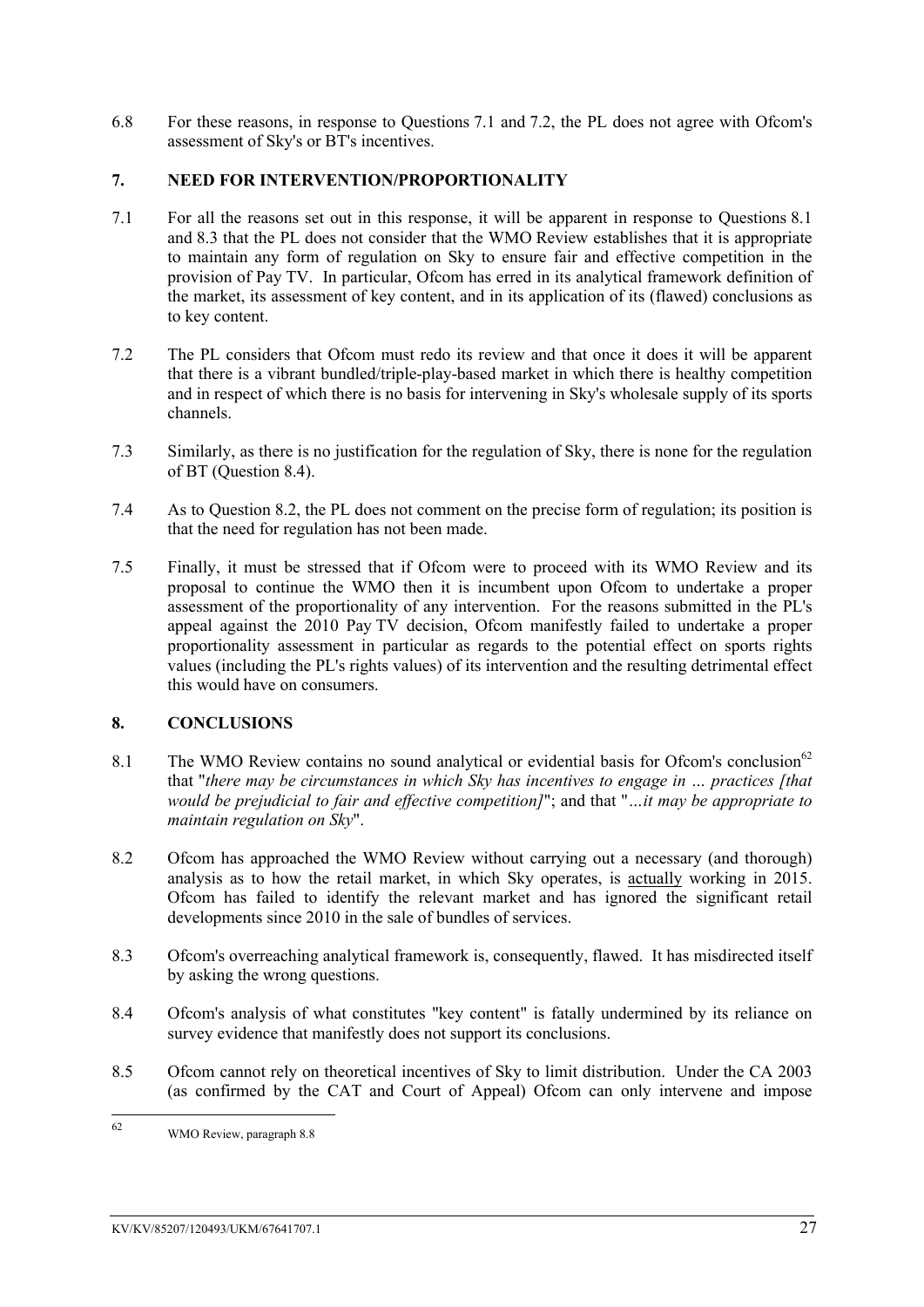6.8 For these reasons, in response to Questions 7.1 and 7.2, the PL does not agree with Ofcom's assessment of Sky's or BT's incentives.

## 7. NEED FOR INTERVENTION/PROPORTIONALITY

7.1 For all the reasons set out in this response, it will be apparent in response to Questions 8.1 and 8.3 that the PL does not consider that the WMO Review establishes that it is appropriate to maintain any form of regulation on Sky to ensure fair and effective competition in the provision of Pay TV. In particular, Ofcom has erred in its analytical framework definition of the market, its assessment of key content, and in its application of its (flawed) conclusions as to key content.

7.2 The PL considers that Ofcom must redo its review and that once it does it will be apparent that there is a vibrant bundled/triple-play-based market in which there is healthy competition and in respect of which there is no basis for intervening in Sky's wholesale supply of its sports channels.

7.3 Similarly, as there is no justification for the regulation of Sky, there is none for the regulation of BT (Question 8.4).

7.4 As to Question 8.2, the PL does not comment on the precise form of regulation; its position is that the need for regulation has not been made.

7.5 Finally, it must be stressed that if Ofcom were to proceed with its WMO Review and its proposal to continue the WMO then it is incumbent upon Ofcom to undertake a proper assessment of the proportionality of any intervention. For the reasons submitted in the PL's appeal against the 2010 Pay TV decision, Ofcom manifestly failed to undertake a proper proportionality assessment in particular as regards to the potential effect on sports rights values (including the PL's rights values) of its intervention and the resulting detrimental effect this would have on consumers.

## 8. CONCLUSIONS

8.1 The WMO Review contains no sound analytical or evidential basis for Ofcom's conclusion[62] that "*there may be circumstances in which Sky has incentives to engage in … practices [that would be prejudicial to fair and effective competition]*"; and that "*…it may be appropriate to maintain regulation on Sky*".

8.2 Ofcom has approached the WMO Review without carrying out a necessary (and thorough) analysis as to how the retail market, in which Sky operates, is <u>actually</u> working in 2015. Ofcom has failed to identify the relevant market and has ignored the significant retail developments since 2010 in the sale of bundles of services.

8.3 Ofcom's overreaching analytical framework is, consequently, flawed. It has misdirected itself by asking the wrong questions.

8.4 Ofcom's analysis of what constitutes "key content" is fatally undermined by its reliance on survey evidence that manifestly does not support its conclusions.

8.5 Ofcom cannot rely on theoretical incentives of Sky to limit distribution. Under the CA 2003 (as confirmed by the CAT and Court of Appeal) Ofcom can only intervene and impose

---

[62] WMO Review, paragraph 8.8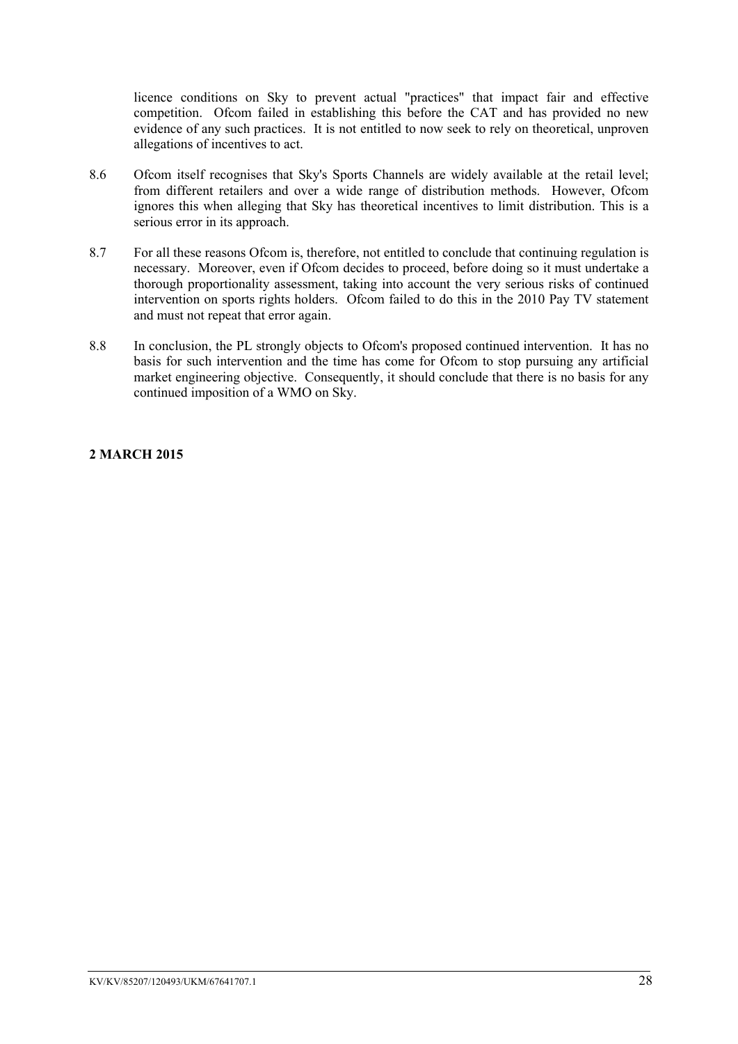licence conditions on Sky to prevent actual "practices" that impact fair and effective competition. Ofcom failed in establishing this before the CAT and has provided no new evidence of any such practices. It is not entitled to now seek to rely on theoretical, unproven allegations of incentives to act.

8.6 Ofcom itself recognises that Sky's Sports Channels are widely available at the retail level; from different retailers and over a wide range of distribution methods. However, Ofcom ignores this when alleging that Sky has theoretical incentives to limit distribution. This is a serious error in its approach.

8.7 For all these reasons Ofcom is, therefore, not entitled to conclude that continuing regulation is necessary. Moreover, even if Ofcom decides to proceed, before doing so it must undertake a thorough proportionality assessment, taking into account the very serious risks of continued intervention on sports rights holders. Ofcom failed to do this in the 2010 Pay TV statement and must not repeat that error again.

8.8 In conclusion, the PL strongly objects to Ofcom's proposed continued intervention. It has no basis for such intervention and the time has come for Ofcom to stop pursuing any artificial market engineering objective. Consequently, it should conclude that there is no basis for any continued imposition of a WMO on Sky.

**2 MARCH 2015**